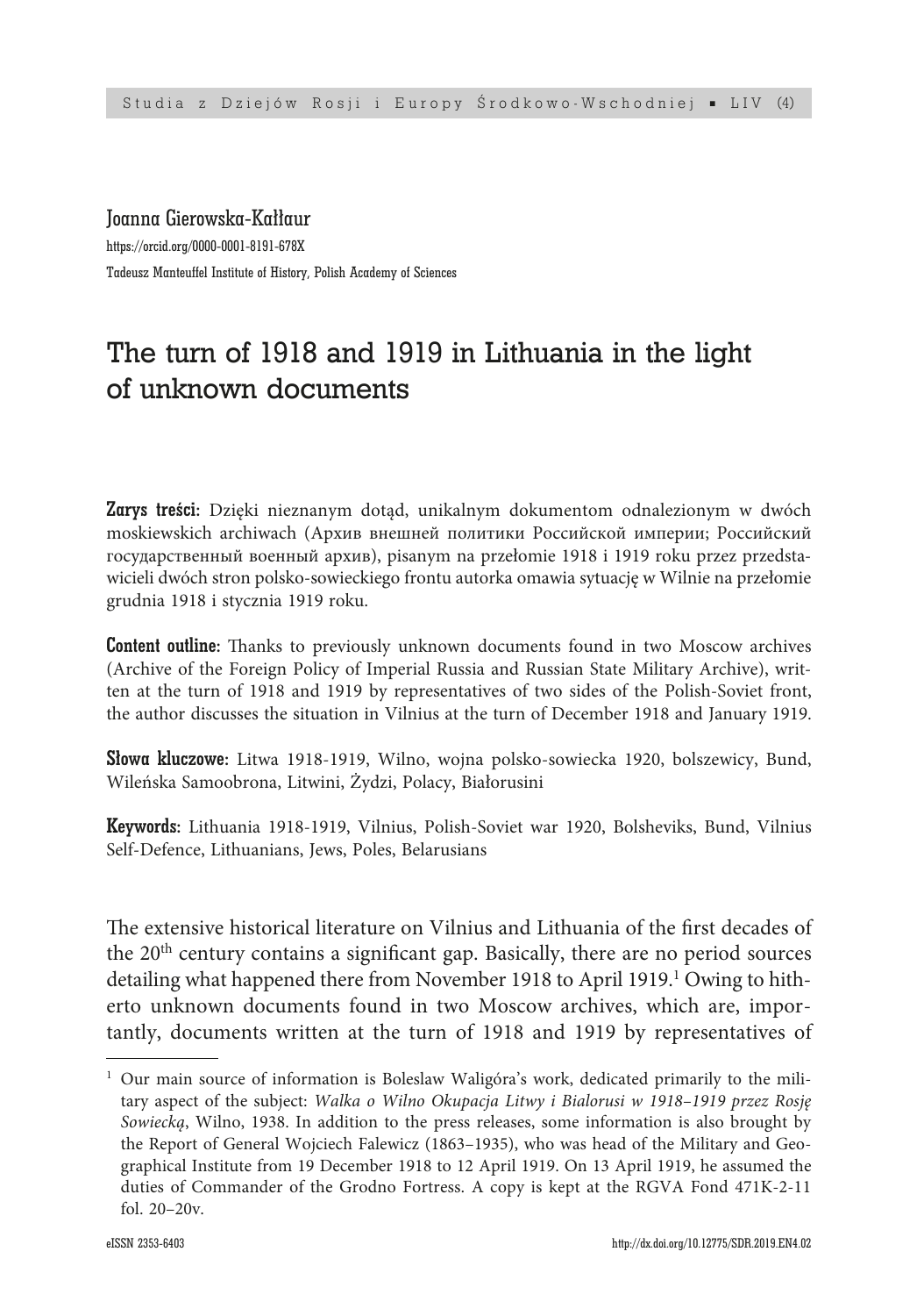Joanna Gierowska-Kałłaur

https://orcid.org/0000-0001-8191-678X

Tadeusz Manteuffel Institute of History, Polish Academy of Sciences

# The turn of 1918 and 1919 in Lithuania in the light of unknown documents

**Zarys treści:** Dzięki nieznanym dotąd, unikalnym dokumentom odnalezionym w dwóch moskiewskich archiwach (Архив внешней политики Российской империи; Российский государственный военный архив), pisanym na przełomie 1918 i 1919 roku przez przedstawicieli dwóch stron polsko-sowieckiego frontu autorka omawia sytuację w Wilnie na przełomie grudnia 1918 i stycznia 1919 roku.

**Content outline:** Thanks to previously unknown documents found in two Moscow archives (Archive of the Foreign Policy of Imperial Russia and Russian State Military Archive), written at the turn of 1918 and 1919 by representatives of two sides of the Polish-Soviet front, the author discusses the situation in Vilnius at the turn of December 1918 and January 1919.

**Słowa kluczowe:** Litwa 1918-1919, Wilno, wojna polsko-sowiecka 1920, bolszewicy, Bund, Wileńska Samoobrona, Litwini, Żydzi, Polacy, Białorusini

**Keywords:** Lithuania 1918-1919, Vilnius, Polish-Soviet war 1920, Bolsheviks, Bund, Vilnius Self-Defence, Lithuanians, Jews, Poles, Belarusians

The extensive historical literature on Vilnius and Lithuania of the first decades of the 20th century contains a significant gap. Basically, there are no period sources detailing what happened there from November 1918 to April 1919.[1] Owing to hitherto unknown documents found in two Moscow archives, which are, importantly, documents written at the turn of 1918 and 1919 by representatives of

[1] Our main source of information is Boleslaw Waligóra's work, dedicated primarily to the military aspect of the subject: *Walka o Wilno Okupacja Litwy i Bialorusi w 1918–1919 przez Rosję Sowiecką*, Wilno, 1938. In addition to the press releases, some information is also brought by the Report of General Wojciech Falewicz (1863–1935), who was head of the Military and Geographical Institute from 19 December 1918 to 12 April 1919. On 13 April 1919, he assumed the duties of Commander of the Grodno Fortress. A copy is kept at the RGVA Fond 471K-2-11 fol. 20–20v.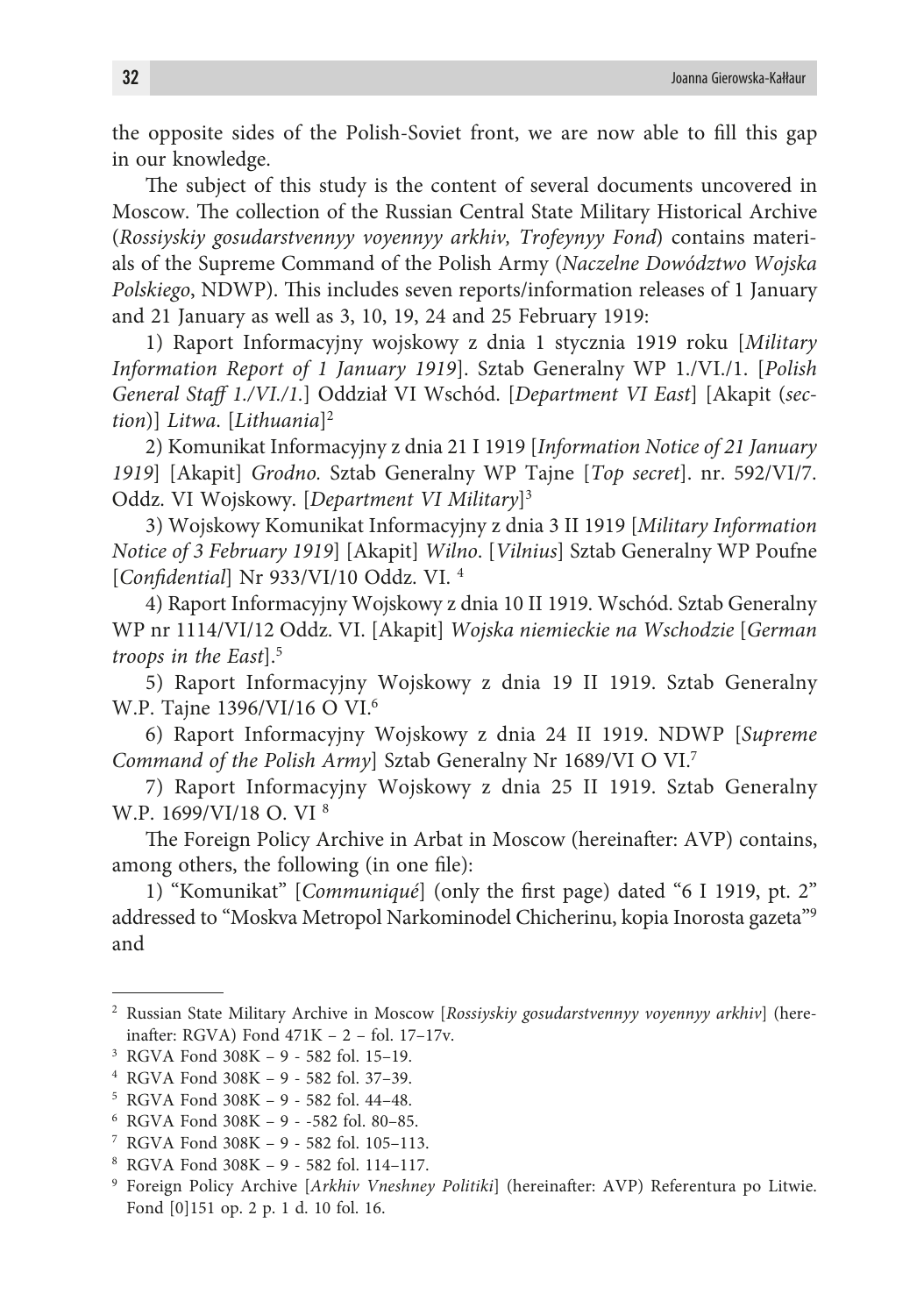the opposite sides of the Polish-Soviet front, we are now able to fill this gap in our knowledge.

The subject of this study is the content of several documents uncovered in Moscow. The collection of the Russian Central State Military Historical Archive (*Rossiyskiy gosudarstvennyy voyennyy arkhiv, Trofeynyy Fond*) contains materials of the Supreme Command of the Polish Army (*Naczelne Dowództwo Wojska Polskiego*, NDWP). This includes seven reports/information releases of 1 January and 21 January as well as 3, 10, 19, 24 and 25 February 1919:

1) Raport Informacyjny wojskowy z dnia 1 stycznia 1919 roku [*Military Information Report of 1 January 1919*]. Sztab Generalny WP 1./VI./1. [*Polish General Staff 1./VI./1.*] Oddział VI Wschód. [*Department VI East*] [Akapit (*section*)] *Litwa*. [*Lithuania*][2]

2) Komunikat Informacyjny z dnia 21 I 1919 [*Information Notice of 21 January 1919*] [Akapit] *Grodno*. Sztab Generalny WP Tajne [*Top secret*]. nr. 592/VI/7. Oddz. VI Wojskowy. [*Department VI Military*][3]

3) Wojskowy Komunikat Informacyjny z dnia 3 II 1919 [*Military Information Notice of 3 February 1919*] [Akapit] *Wilno*. [*Vilnius*] Sztab Generalny WP Poufne [*Confidential*] Nr 933/VI/10 Oddz. VI. [4]

4) Raport Informacyjny Wojskowy z dnia 10 II 1919. Wschód. Sztab Generalny WP nr 1114/VI/12 Oddz. VI. [Akapit] *Wojska niemieckie na Wschodzie* [*German troops in the East*].[5]

5) Raport Informacyjny Wojskowy z dnia 19 II 1919. Sztab Generalny W.P. Tajne 1396/VI/16 O VI.[6]

6) Raport Informacyjny Wojskowy z dnia 24 II 1919. NDWP [*Supreme Command of the Polish Army*] Sztab Generalny Nr 1689/VI O VI.[7]

7) Raport Informacyjny Wojskowy z dnia 25 II 1919. Sztab Generalny W.P. 1699/VI/18 O. VI [8]

The Foreign Policy Archive in Arbat in Moscow (hereinafter: AVP) contains, among others, the following (in one file):

1) "Komunikat" [*Communiqué*] (only the first page) dated "6 I 1919, pt. 2" addressed to "Moskva Metropol Narkominodel Chicherinu, kopia Inorosta gazeta"[9] and

---

[2] Russian State Military Archive in Moscow [*Rossiyskiy gosudarstvennyy voyennyy arkhiv*] (hereinafter: RGVA) Fond 471K – 2 – fol. 17–17v.

[3] RGVA Fond 308K – 9 - 582 fol. 15–19.

[4] RGVA Fond 308K – 9 - 582 fol. 37–39.

[5] RGVA Fond 308K – 9 - 582 fol. 44–48.

[6] RGVA Fond 308K – 9 - -582 fol. 80–85.

[7] RGVA Fond 308K – 9 - 582 fol. 105–113.

[8] RGVA Fond 308K – 9 - 582 fol. 114–117.

[9] Foreign Policy Archive [*Arkhiv Vneshney Politiki*] (hereinafter: AVP) Referentura po Litwie. Fond [0]151 op. 2 p. 1 d. 10 fol. 16.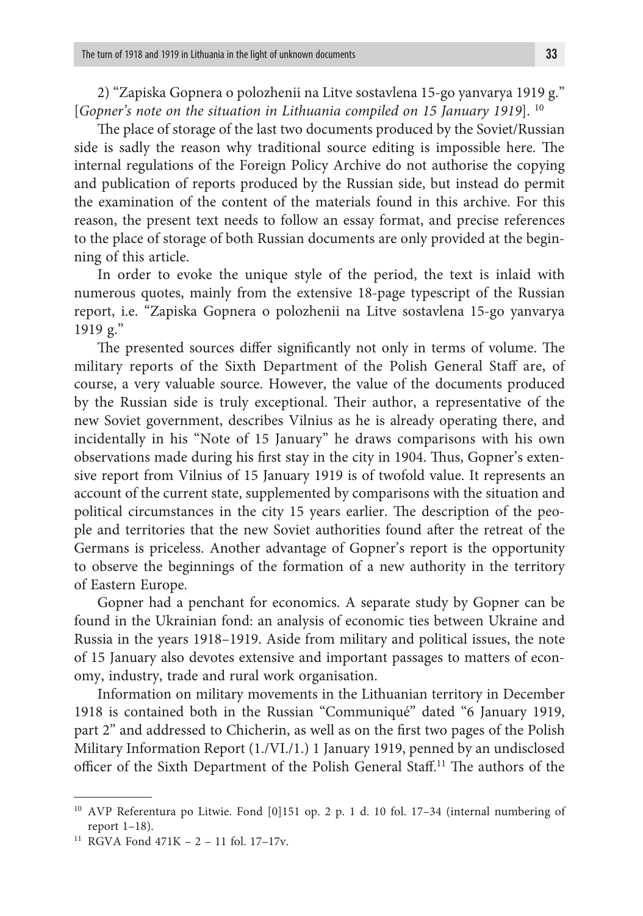2) "Zapiska Gopnera o polozhenii na Litve sostavlena 15-go yanvarya 1919 g." [*Gopner's note on the situation in Lithuania compiled on 15 January 1919*]. [10]

The place of storage of the last two documents produced by the Soviet/Russian side is sadly the reason why traditional source editing is impossible here. The internal regulations of the Foreign Policy Archive do not authorise the copying and publication of reports produced by the Russian side, but instead do permit the examination of the content of the materials found in this archive. For this reason, the present text needs to follow an essay format, and precise references to the place of storage of both Russian documents are only provided at the beginning of this article.

In order to evoke the unique style of the period, the text is inlaid with numerous quotes, mainly from the extensive 18-page typescript of the Russian report, i.e. "Zapiska Gopnera o polozhenii na Litve sostavlena 15-go yanvarya 1919 g."

The presented sources differ significantly not only in terms of volume. The military reports of the Sixth Department of the Polish General Staff are, of course, a very valuable source. However, the value of the documents produced by the Russian side is truly exceptional. Their author, a representative of the new Soviet government, describes Vilnius as he is already operating there, and incidentally in his "Note of 15 January" he draws comparisons with his own observations made during his first stay in the city in 1904. Thus, Gopner's extensive report from Vilnius of 15 January 1919 is of twofold value. It represents an account of the current state, supplemented by comparisons with the situation and political circumstances in the city 15 years earlier. The description of the people and territories that the new Soviet authorities found after the retreat of the Germans is priceless. Another advantage of Gopner's report is the opportunity to observe the beginnings of the formation of a new authority in the territory of Eastern Europe.

Gopner had a penchant for economics. A separate study by Gopner can be found in the Ukrainian fond: an analysis of economic ties between Ukraine and Russia in the years 1918–1919. Aside from military and political issues, the note of 15 January also devotes extensive and important passages to matters of economy, industry, trade and rural work organisation.

Information on military movements in the Lithuanian territory in December 1918 is contained both in the Russian "Communiqué" dated "6 January 1919, part 2" and addressed to Chicherin, as well as on the first two pages of the Polish Military Information Report (1./VI./1.) 1 January 1919, penned by an undisclosed officer of the Sixth Department of the Polish General Staff.[11] The authors of the

---

[10] AVP Referentura po Litwie. Fond [0]151 op. 2 p. 1 d. 10 fol. 17–34 (internal numbering of report 1–18).

[11] RGVA Fond 471K – 2 – 11 fol. 17–17v.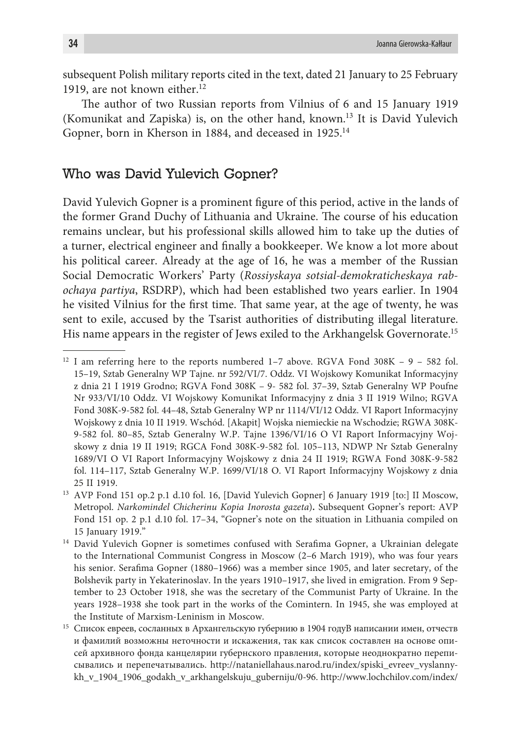subsequent Polish military reports cited in the text, dated 21 January to 25 February 1919, are not known either.[12]

The author of two Russian reports from Vilnius of 6 and 15 January 1919 (Komunikat and Zapiska) is, on the other hand, known.[13] It is David Yulevich Gopner, born in Kherson in 1884, and deceased in 1925.[14]

## Who was David Yulevich Gopner?

David Yulevich Gopner is a prominent figure of this period, active in the lands of the former Grand Duchy of Lithuania and Ukraine. The course of his education remains unclear, but his professional skills allowed him to take up the duties of a turner, electrical engineer and finally a bookkeeper. We know a lot more about his political career. Already at the age of 16, he was a member of the Russian Social Democratic Workers' Party (*Rossiyskaya sotsial-demokraticheskaya rabochaya partiya*, RSDRP), which had been established two years earlier. In 1904 he visited Vilnius for the first time. That same year, at the age of twenty, he was sent to exile, accused by the Tsarist authorities of distributing illegal literature. His name appears in the register of Jews exiled to the Arkhangelsk Governorate.[15]

---

[12] I am referring here to the reports numbered 1–7 above. RGVA Fond 308K – 9 – 582 fol. 15–19, Sztab Generalny WP Tajne. nr 592/VI/7. Oddz. VI Wojskowy Komunikat Informacyjny z dnia 21 I 1919 Grodno; RGVA Fond 308K – 9- 582 fol. 37–39, Sztab Generalny WP Poufne Nr 933/VI/10 Oddz. VI Wojskowy Komunikat Informacyjny z dnia 3 II 1919 Wilno; RGVA Fond 308K-9-582 fol. 44–48, Sztab Generalny WP nr 1114/VI/12 Oddz. VI Raport Informacyjny Wojskowy z dnia 10 II 1919. Wschód. [Akapit] Wojska niemieckie na Wschodzie; RGWA 308K-9-582 fol. 80–85, Sztab Generalny W.P. Tajne 1396/VI/16 O VI Raport Informacyjny Wojskowy z dnia 19 II 1919; RGCA Fond 308K-9-582 fol. 105–113, NDWP Nr Sztab Generalny 1689/VI O VI Raport Informacyjny Wojskowy z dnia 24 II 1919; RGWA Fond 308K-9-582 fol. 114–117, Sztab Generalny W.P. 1699/VI/18 O. VI Raport Informacyjny Wojskowy z dnia 25 II 1919.

[13] AVP Fond 151 op.2 p.1 d.10 fol. 16, [David Yulevich Gopner] 6 January 1919 [to:] II Moscow, Metropol. *Narkomindel Chicherinu Kopia Inorosta gazeta*). Subsequent Gopner's report: AVP Fond 151 op. 2 p.1 d.10 fol. 17–34, "Gopner's note on the situation in Lithuania compiled on 15 January 1919."

[14] David Yulevich Gopner is sometimes confused with Serafima Gopner, a Ukrainian delegate to the International Communist Congress in Moscow (2–6 March 1919), who was four years his senior. Serafima Gopner (1880–1966) was a member since 1905, and later secretary, of the Bolshevik party in Yekaterinoslav. In the years 1910–1917, she lived in emigration. From 9 September to 23 October 1918, she was the secretary of the Communist Party of Ukraine. In the years 1928–1938 she took part in the works of the Comintern. In 1945, she was employed at the Institute of Marxism-Leninism in Moscow.

[15] Список евреев, сосланных в Архангельскую губернию в 1904 годуВ написании имен, отчеств и фамилий возможны неточности и искажения, так как список составлен на основе описей архивного фонда канцелярии губернского правления, которые неоднократно переписывались и перепечатывались. http://nataniellahaus.narod.ru/index/spiski_evreev_vyslannykh_v_1904_1906_godakh_v_arkhangelskuju_guberniju/0-96. http://www.lochchilov.com/index/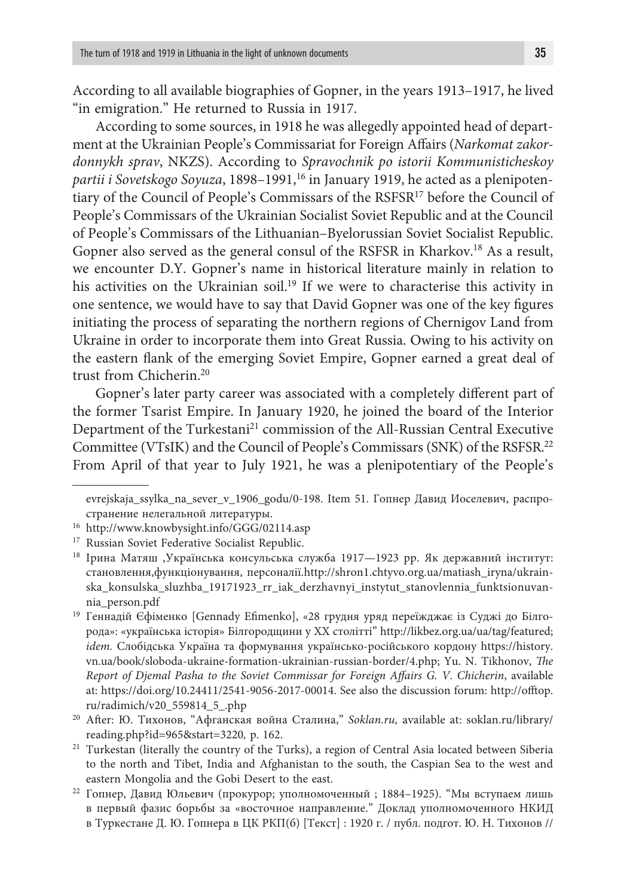According to all available biographies of Gopner, in the years 1913–1917, he lived "in emigration." He returned to Russia in 1917.

According to some sources, in 1918 he was allegedly appointed head of department at the Ukrainian People's Commissariat for Foreign Affairs (*Narkomat zakordonnykh sprav*, NKZS). According to *Spravochnik po istorii Kommunisticheskoy partii i Sovetskogo Soyuza*, 1898–1991,[16] in January 1919, he acted as a plenipotentiary of the Council of People's Commissars of the RSFSR[17] before the Council of People's Commissars of the Ukrainian Socialist Soviet Republic and at the Council of People's Commissars of the Lithuanian–Byelorussian Soviet Socialist Republic. Gopner also served as the general consul of the RSFSR in Kharkov.[18] As a result, we encounter D.Y. Gopner's name in historical literature mainly in relation to his activities on the Ukrainian soil.[19] If we were to characterise this activity in one sentence, we would have to say that David Gopner was one of the key figures initiating the process of separating the northern regions of Chernigov Land from Ukraine in order to incorporate them into Great Russia. Owing to his activity on the eastern flank of the emerging Soviet Empire, Gopner earned a great deal of trust from Chicherin.[20]

Gopner's later party career was associated with a completely different part of the former Tsarist Empire. In January 1920, he joined the board of the Interior Department of the Turkestani[21] commission of the All-Russian Central Executive Committee (VTsIK) and the Council of People's Commissars (SNK) of the RSFSR.[22] From April of that year to July 1921, he was a plenipotentiary of the People's

---

evrejskaja_ssylka_na_sever_v_1906_godu/0-198. Item 51. Гопнер Давид Иоселевич, распространение нелегальной литературы.

[16] http://www.knowbysight.info/GGG/02114.asp

[17] Russian Soviet Federative Socialist Republic.

[18] Ірина Матяш ,Українська консульська служба 1917—1923 рр. Як державний інститут: становлення,функціонування, персоналії.http://shron1.chtyvo.org.ua/matiash_iryna/ukrainska_konsulska_sluzhba_19171923_rr_iak_derzhavnyi_instytut_stanovlennia_funktsionuvannia_person.pdf

[19] Геннадій Єфіменко [Gennady Efimenko], «28 грудня уряд переїжджає із Суджі до Білгорода»: «українська історія» Білгородщини у ХХ столітті" http://likbez.org.ua/ua/tag/featured; *idem.* Слобідська Україна та формування українсько-російського кордону https://history.vn.ua/book/sloboda-ukraine-formation-ukrainian-russian-border/4.php; Yu. N. Tikhonov, *The Report of Djemal Pasha to the Soviet Commissar for Foreign Affairs G. V. Chicherin*, available at: https://doi.org/10.24411/2541-9056-2017-00014. See also the discussion forum: http://offtop.ru/radimich/v20_559814_5_.php

[20] After: Ю. Тихонов, "Афганская война Сталина," *Soklan.ru,* available at: soklan.ru/library/reading.php?id=965&start=3220, p. 162.

[21] Turkestan (literally the country of the Turks), a region of Central Asia located between Siberia to the north and Tibet, India and Afghanistan to the south, the Caspian Sea to the west and eastern Mongolia and the Gobi Desert to the east.

[22] Гопнер, Давид Юльевич (прокурор; уполномоченный ; 1884–1925). "Мы вступаем лишь в первый фазис борьбы за «восточное направление." Доклад уполномоченного НКИД в Туркестане Д. Ю. Гопнера в ЦК РКП(б) [Текст] : 1920 г. / публ. подгот. Ю. Н. Тихонов //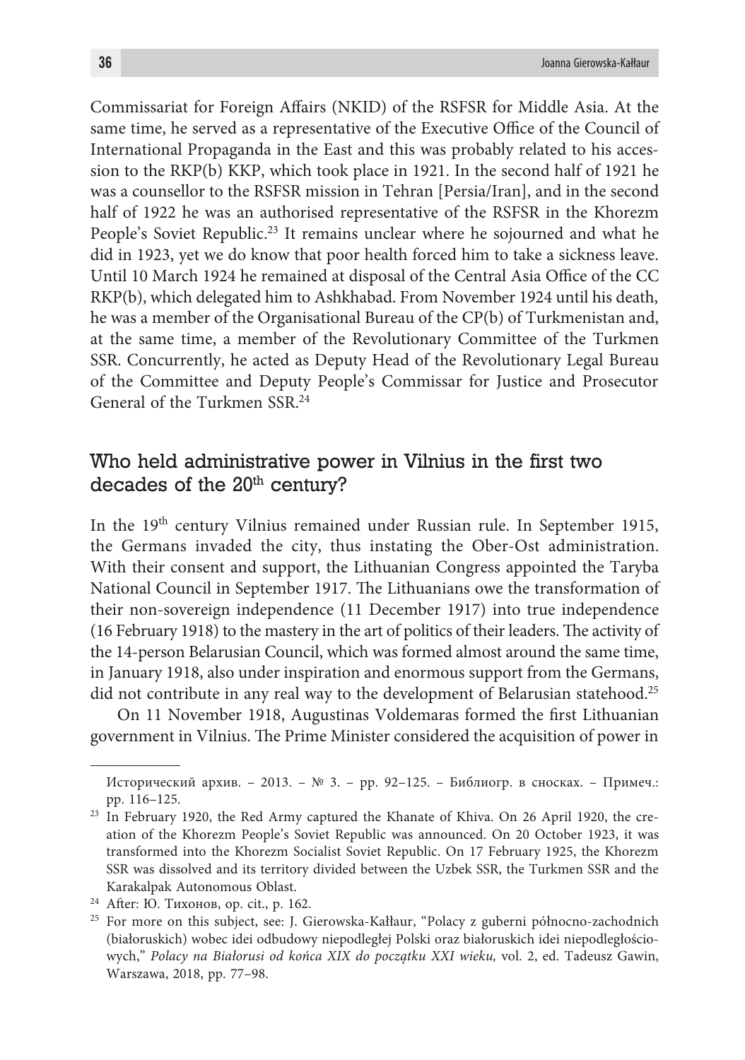Commissariat for Foreign Affairs (NKID) of the RSFSR for Middle Asia. At the same time, he served as a representative of the Executive Office of the Council of International Propaganda in the East and this was probably related to his accession to the RKP(b) KKP, which took place in 1921. In the second half of 1921 he was a counsellor to the RSFSR mission in Tehran [Persia/Iran], and in the second half of 1922 he was an authorised representative of the RSFSR in the Khorezm People's Soviet Republic.[23] It remains unclear where he sojourned and what he did in 1923, yet we do know that poor health forced him to take a sickness leave. Until 10 March 1924 he remained at disposal of the Central Asia Office of the CC RKP(b), which delegated him to Ashkhabad. From November 1924 until his death, he was a member of the Organisational Bureau of the CP(b) of Turkmenistan and, at the same time, a member of the Revolutionary Committee of the Turkmen SSR. Concurrently, he acted as Deputy Head of the Revolutionary Legal Bureau of the Committee and Deputy People's Commissar for Justice and Prosecutor General of the Turkmen SSR.[24]

## Who held administrative power in Vilnius in the first two decades of the 20th century?

In the 19th century Vilnius remained under Russian rule. In September 1915, the Germans invaded the city, thus instating the Ober-Ost administration. With their consent and support, the Lithuanian Congress appointed the Taryba National Council in September 1917. The Lithuanians owe the transformation of their non-sovereign independence (11 December 1917) into true independence (16 February 1918) to the mastery in the art of politics of their leaders. The activity of the 14-person Belarusian Council, which was formed almost around the same time, in January 1918, also under inspiration and enormous support from the Germans, did not contribute in any real way to the development of Belarusian statehood.[25]

On 11 November 1918, Augustinas Voldemaras formed the first Lithuanian government in Vilnius. The Prime Minister considered the acquisition of power in

---

Исторический архив. – 2013. – № 3. – pp. 92–125. – Библиогр. в сносках. – Примеч.: pp. 116–125.

[23] In February 1920, the Red Army captured the Khanate of Khiva. On 26 April 1920, the creation of the Khorezm People's Soviet Republic was announced. On 20 October 1923, it was transformed into the Khorezm Socialist Soviet Republic. On 17 February 1925, the Khorezm SSR was dissolved and its territory divided between the Uzbek SSR, the Turkmen SSR and the Karakalpak Autonomous Oblast.

[24] After: Ю. Тихонов, op. cit., p. 162.

[25] For more on this subject, see: J. Gierowska-Kałłaur, "Polacy z guberni północno-zachodnich (białoruskich) wobec idei odbudowy niepodległej Polski oraz białoruskich idei niepodległościowych," *Polacy na Białorusi od końca XIX do początku XXI wieku,* vol. 2, ed. Tadeusz Gawin, Warszawa, 2018, pp. 77–98.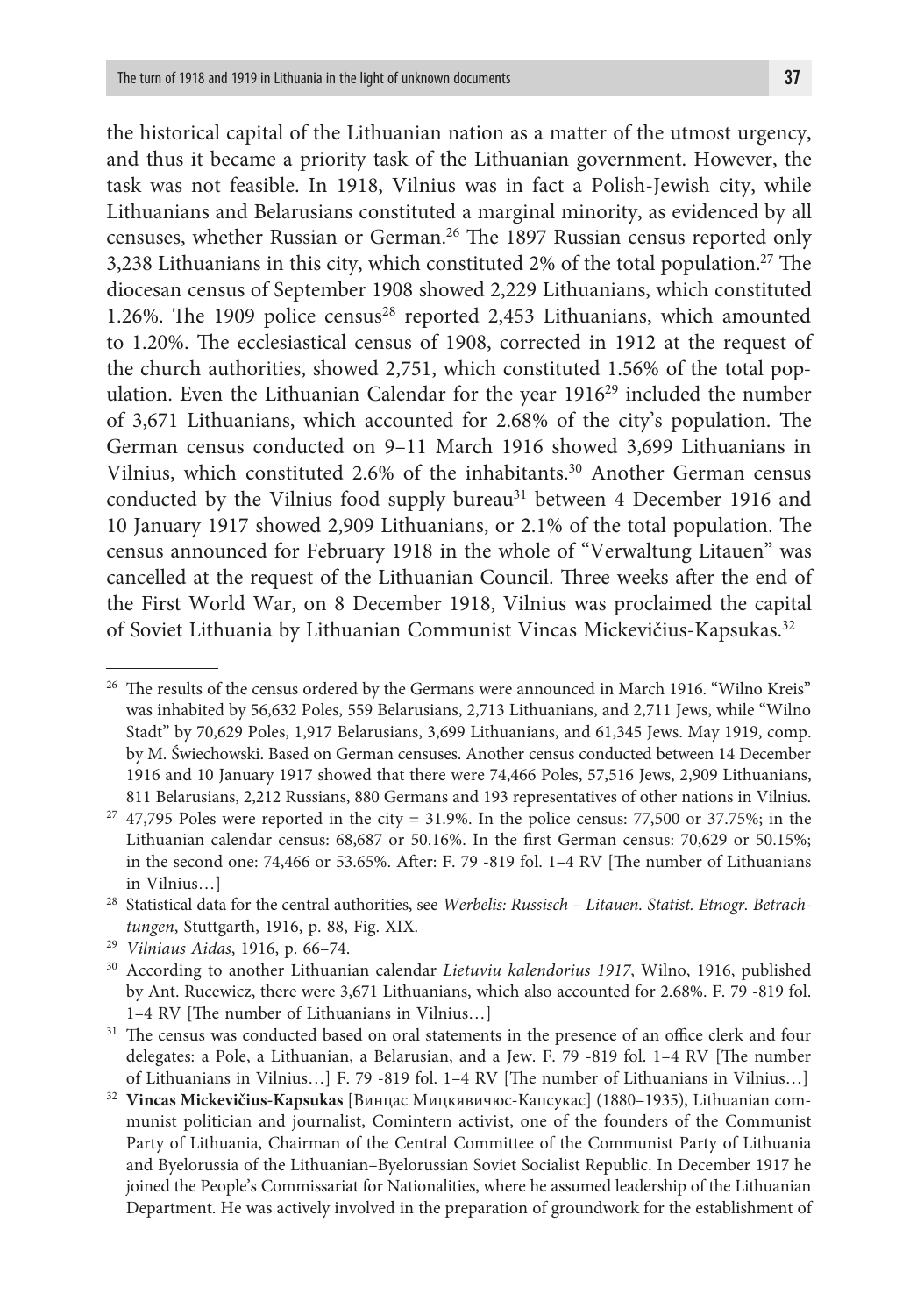the historical capital of the Lithuanian nation as a matter of the utmost urgency, and thus it became a priority task of the Lithuanian government. However, the task was not feasible. In 1918, Vilnius was in fact a Polish-Jewish city, while Lithuanians and Belarusians constituted a marginal minority, as evidenced by all censuses, whether Russian or German.[26] The 1897 Russian census reported only 3,238 Lithuanians in this city, which constituted 2% of the total population.[27] The diocesan census of September 1908 showed 2,229 Lithuanians, which constituted 1.26%. The 1909 police census[28] reported 2,453 Lithuanians, which amounted to 1.20%. The ecclesiastical census of 1908, corrected in 1912 at the request of the church authorities, showed 2,751, which constituted 1.56% of the total population. Even the Lithuanian Calendar for the year 1916[29] included the number of 3,671 Lithuanians, which accounted for 2.68% of the city's population. The German census conducted on 9–11 March 1916 showed 3,699 Lithuanians in Vilnius, which constituted 2.6% of the inhabitants.[30] Another German census conducted by the Vilnius food supply bureau[31] between 4 December 1916 and 10 January 1917 showed 2,909 Lithuanians, or 2.1% of the total population. The census announced for February 1918 in the whole of "Verwaltung Litauen" was cancelled at the request of the Lithuanian Council. Three weeks after the end of the First World War, on 8 December 1918, Vilnius was proclaimed the capital of Soviet Lithuania by Lithuanian Communist Vincas Mickevičius-Kapsukas.[32]

---

[26] The results of the census ordered by the Germans were announced in March 1916. "Wilno Kreis" was inhabited by 56,632 Poles, 559 Belarusians, 2,713 Lithuanians, and 2,711 Jews, while "Wilno Stadt" by 70,629 Poles, 1,917 Belarusians, 3,699 Lithuanians, and 61,345 Jews. May 1919, comp. by M. Świechowski. Based on German censuses. Another census conducted between 14 December 1916 and 10 January 1917 showed that there were 74,466 Poles, 57,516 Jews, 2,909 Lithuanians, 811 Belarusians, 2,212 Russians, 880 Germans and 193 representatives of other nations in Vilnius.

[27] 47,795 Poles were reported in the city = 31.9%. In the police census: 77,500 or 37.75%; in the Lithuanian calendar census: 68,687 or 50.16%. In the first German census: 70,629 or 50.15%; in the second one: 74,466 or 53.65%. After: F. 79 -819 fol. 1–4 RV [The number of Lithuanians in Vilnius…]

[28] Statistical data for the central authorities, see *Werbelis: Russisch – Litauen. Statist. Etnogr. Betrachtungen*, Stuttgarth, 1916, p. 88, Fig. XIX.

[29] *Vilniaus Aidas*, 1916, p. 66–74.

[30] According to another Lithuanian calendar *Lietuviu kalendorius 1917*, Wilno, 1916, published by Ant. Rucewicz, there were 3,671 Lithuanians, which also accounted for 2.68%. F. 79 -819 fol. 1–4 RV [The number of Lithuanians in Vilnius…]

[31] The census was conducted based on oral statements in the presence of an office clerk and four delegates: a Pole, a Lithuanian, a Belarusian, and a Jew. F. 79 -819 fol. 1–4 RV [The number of Lithuanians in Vilnius…] F. 79 -819 fol. 1–4 RV [The number of Lithuanians in Vilnius…]

[32] **Vincas Mickevičius-Kapsukas** [Винцас Мицкявичюс-Капсукас] (1880–1935), Lithuanian communist politician and journalist, Comintern activist, one of the founders of the Communist Party of Lithuania, Chairman of the Central Committee of the Communist Party of Lithuania and Byelorussia of the Lithuanian–Byelorussian Soviet Socialist Republic. In December 1917 he joined the People's Commissariat for Nationalities, where he assumed leadership of the Lithuanian Department. He was actively involved in the preparation of groundwork for the establishment of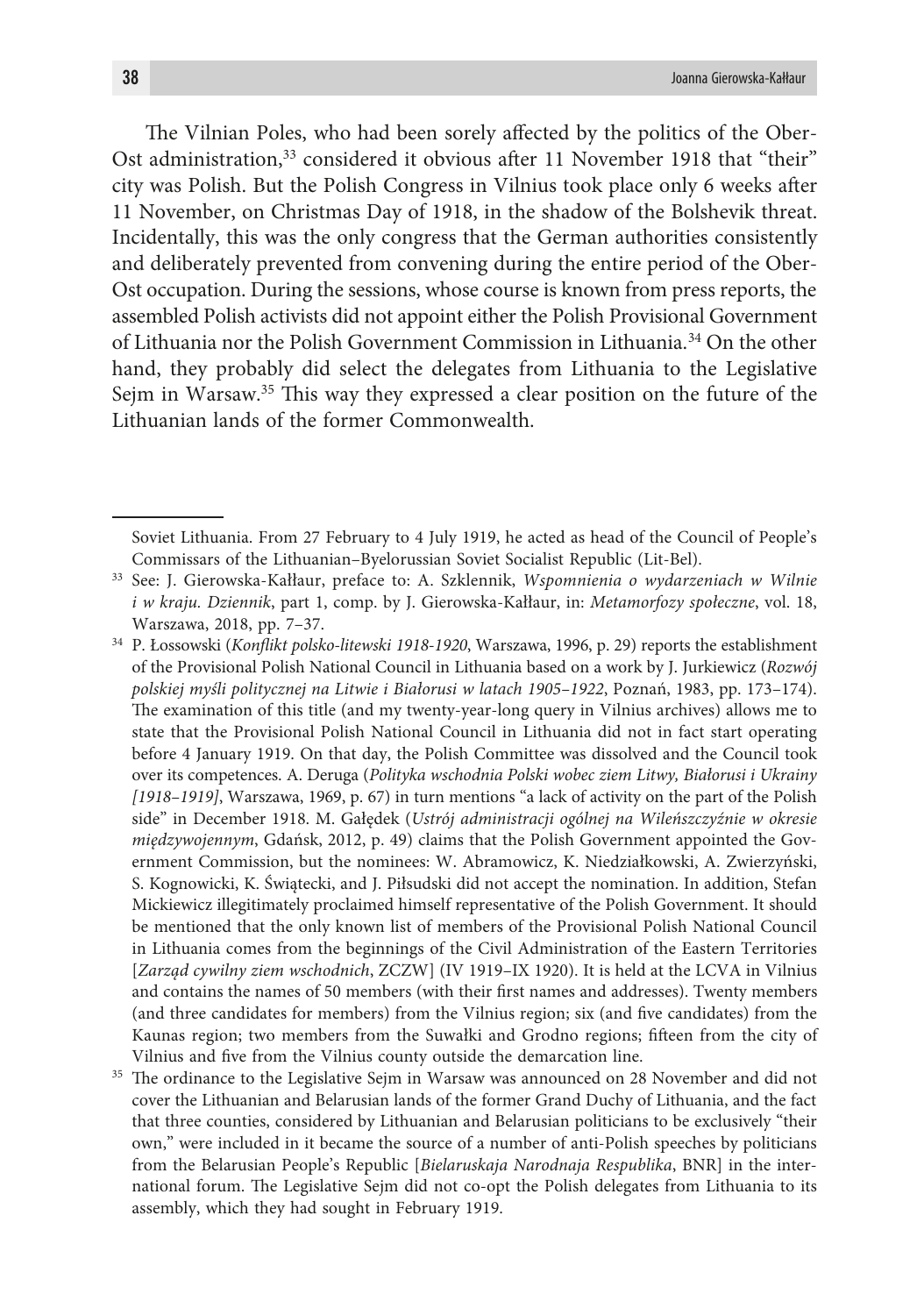The Vilnian Poles, who had been sorely affected by the politics of the Ober-Ost administration,[33] considered it obvious after 11 November 1918 that "their" city was Polish. But the Polish Congress in Vilnius took place only 6 weeks after 11 November, on Christmas Day of 1918, in the shadow of the Bolshevik threat. Incidentally, this was the only congress that the German authorities consistently and deliberately prevented from convening during the entire period of the Ober-Ost occupation. During the sessions, whose course is known from press reports, the assembled Polish activists did not appoint either the Polish Provisional Government of Lithuania nor the Polish Government Commission in Lithuania.[34] On the other hand, they probably did select the delegates from Lithuania to the Legislative Sejm in Warsaw.[35] This way they expressed a clear position on the future of the Lithuanian lands of the former Commonwealth.

---

Soviet Lithuania. From 27 February to 4 July 1919, he acted as head of the Council of People's Commissars of the Lithuanian–Byelorussian Soviet Socialist Republic (Lit-Bel).

[33] See: J. Gierowska-Kałłaur, preface to: A. Szklennik, *Wspomnienia o wydarzeniach w Wilnie i w kraju. Dziennik*, part 1, comp. by J. Gierowska-Kałłaur, in: *Metamorfozy społeczne*, vol. 18, Warszawa, 2018, pp. 7–37.

[34] P. Łossowski (*Konflikt polsko-litewski 1918-1920*, Warszawa, 1996, p. 29) reports the establishment of the Provisional Polish National Council in Lithuania based on a work by J. Jurkiewicz (*Rozwój polskiej myśli politycznej na Litwie i Białorusi w latach 1905–1922*, Poznań, 1983, pp. 173–174). The examination of this title (and my twenty-year-long query in Vilnius archives) allows me to state that the Provisional Polish National Council in Lithuania did not in fact start operating before 4 January 1919. On that day, the Polish Committee was dissolved and the Council took over its competences. A. Deruga (*Polityka wschodnia Polski wobec ziem Litwy, Białorusi i Ukrainy [1918–1919]*, Warszawa, 1969, p. 67) in turn mentions "a lack of activity on the part of the Polish side" in December 1918. M. Gałędek (*Ustrój administracji ogólnej na Wileńszczyźnie w okresie międzywojennym*, Gdańsk, 2012, p. 49) claims that the Polish Government appointed the Government Commission, but the nominees: W. Abramowicz, K. Niedziałkowski, A. Zwierzyński, S. Kognowicki, K. Świątecki, and J. Piłsudski did not accept the nomination. In addition, Stefan Mickiewicz illegitimately proclaimed himself representative of the Polish Government. It should be mentioned that the only known list of members of the Provisional Polish National Council in Lithuania comes from the beginnings of the Civil Administration of the Eastern Territories [*Zarząd cywilny ziem wschodnich*, ZCZW] (IV 1919–IX 1920). It is held at the LCVA in Vilnius and contains the names of 50 members (with their first names and addresses). Twenty members (and three candidates for members) from the Vilnius region; six (and five candidates) from the Kaunas region; two members from the Suwałki and Grodno regions; fifteen from the city of Vilnius and five from the Vilnius county outside the demarcation line.

[35] The ordinance to the Legislative Sejm in Warsaw was announced on 28 November and did not cover the Lithuanian and Belarusian lands of the former Grand Duchy of Lithuania, and the fact that three counties, considered by Lithuanian and Belarusian politicians to be exclusively "their own," were included in it became the source of a number of anti-Polish speeches by politicians from the Belarusian People's Republic [*Bielaruskaja Narodnaja Respublika*, BNR] in the international forum. The Legislative Sejm did not co-opt the Polish delegates from Lithuania to its assembly, which they had sought in February 1919.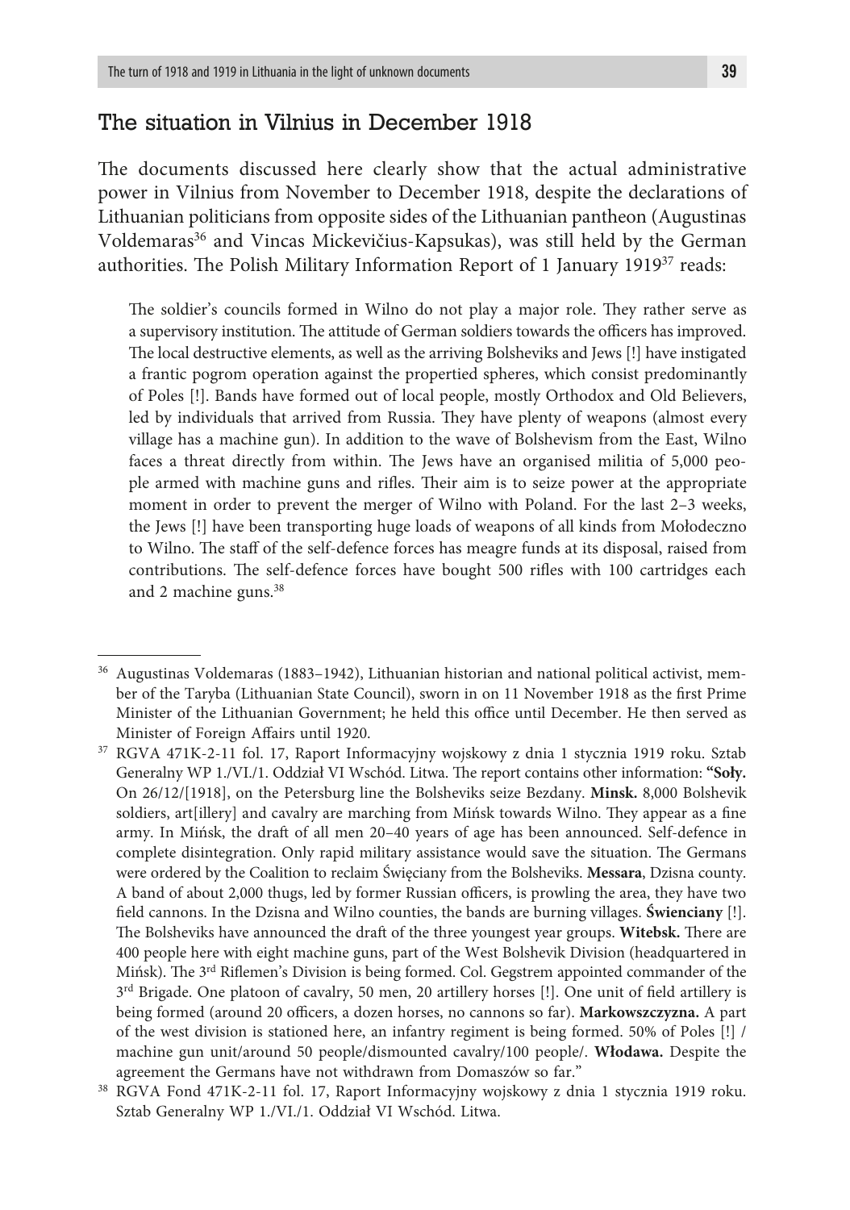## The situation in Vilnius in December 1918

The documents discussed here clearly show that the actual administrative power in Vilnius from November to December 1918, despite the declarations of Lithuanian politicians from opposite sides of the Lithuanian pantheon (Augustinas Voldemaras[36] and Vincas Mickevičius-Kapsukas), was still held by the German authorities. The Polish Military Information Report of 1 January 1919[37] reads:

> The soldier's councils formed in Wilno do not play a major role. They rather serve as a supervisory institution. The attitude of German soldiers towards the officers has improved. The local destructive elements, as well as the arriving Bolsheviks and Jews [!] have instigated a frantic pogrom operation against the propertied spheres, which consist predominantly of Poles [!]. Bands have formed out of local people, mostly Orthodox and Old Believers, led by individuals that arrived from Russia. They have plenty of weapons (almost every village has a machine gun). In addition to the wave of Bolshevism from the East, Wilno faces a threat directly from within. The Jews have an organised militia of 5,000 people armed with machine guns and rifles. Their aim is to seize power at the appropriate moment in order to prevent the merger of Wilno with Poland. For the last 2–3 weeks, the Jews [!] have been transporting huge loads of weapons of all kinds from Mołodeczno to Wilno. The staff of the self-defence forces has meagre funds at its disposal, raised from contributions. The self-defence forces have bought 500 rifles with 100 cartridges each and 2 machine guns.[38]

---

[36] Augustinas Voldemaras (1883–1942), Lithuanian historian and national political activist, member of the Taryba (Lithuanian State Council), sworn in on 11 November 1918 as the first Prime Minister of the Lithuanian Government; he held this office until December. He then served as Minister of Foreign Affairs until 1920.

[37] RGVA 471K-2-11 fol. 17, Raport Informacyjny wojskowy z dnia 1 stycznia 1919 roku. Sztab Generalny WP 1./VI./1. Oddział VI Wschód. Litwa. The report contains other information: **"Soły.** On 26/12/[1918], on the Petersburg line the Bolsheviks seize Bezdany. **Minsk.** 8,000 Bolshevik soldiers, art[illery] and cavalry are marching from Mińsk towards Wilno. They appear as a fine army. In Mińsk, the draft of all men 20–40 years of age has been announced. Self-defence in complete disintegration. Only rapid military assistance would save the situation. The Germans were ordered by the Coalition to reclaim Święciany from the Bolsheviks. **Messara**, Dzisna county. A band of about 2,000 thugs, led by former Russian officers, is prowling the area, they have two field cannons. In the Dzisna and Wilno counties, the bands are burning villages. **Świenciany** [!]. The Bolsheviks have announced the draft of the three youngest year groups. **Witebsk.** There are 400 people here with eight machine guns, part of the West Bolshevik Division (headquartered in Mińsk). The 3rd Riflemen's Division is being formed. Col. Gegstrem appointed commander of the 3rd Brigade. One platoon of cavalry, 50 men, 20 artillery horses [!]. One unit of field artillery is being formed (around 20 officers, a dozen horses, no cannons so far). **Markowszczyzna.** A part of the west division is stationed here, an infantry regiment is being formed. 50% of Poles [!] / machine gun unit/around 50 people/dismounted cavalry/100 people/. **Włodawa.** Despite the agreement the Germans have not withdrawn from Domaszów so far."

[38] RGVA Fond 471K-2-11 fol. 17, Raport Informacyjny wojskowy z dnia 1 stycznia 1919 roku. Sztab Generalny WP 1./VI./1. Oddział VI Wschód. Litwa.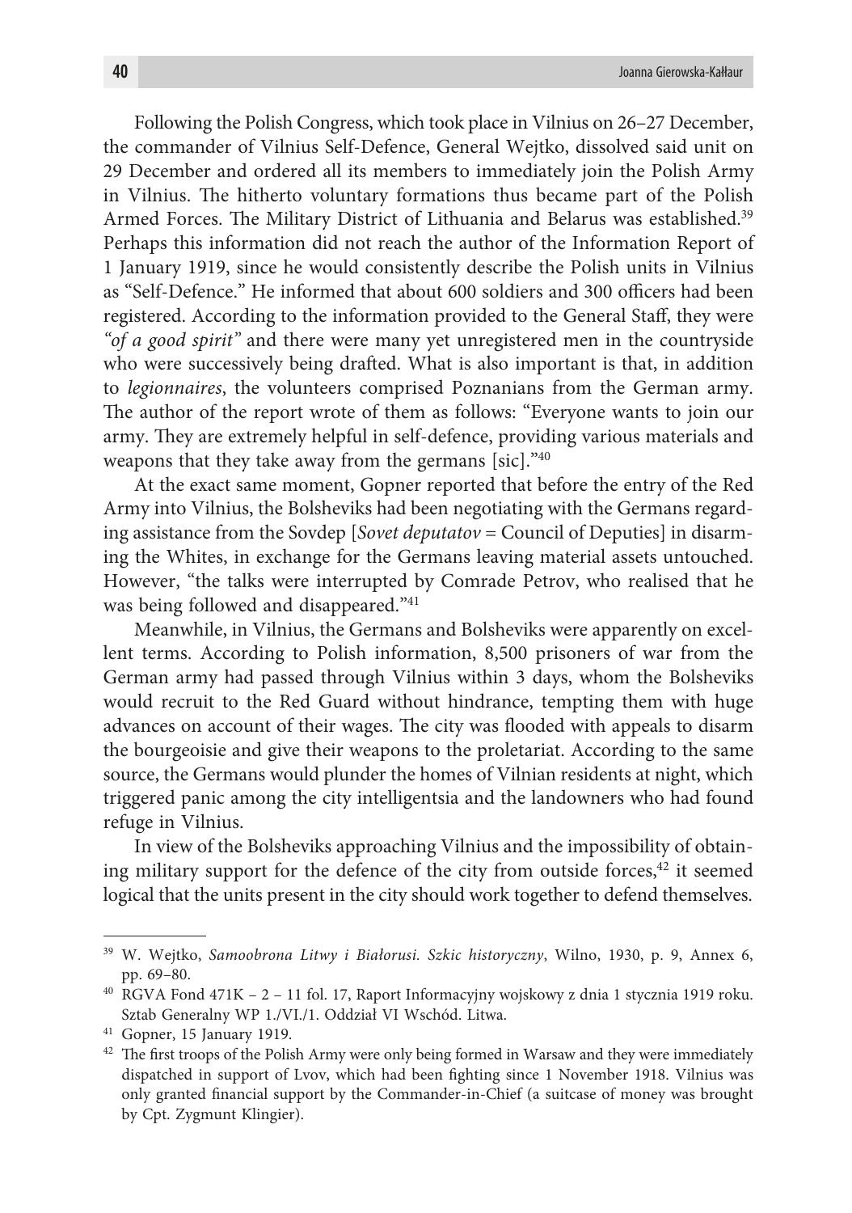Following the Polish Congress, which took place in Vilnius on 26–27 December, the commander of Vilnius Self-Defence, General Wejtko, dissolved said unit on 29 December and ordered all its members to immediately join the Polish Army in Vilnius. The hitherto voluntary formations thus became part of the Polish Armed Forces. The Military District of Lithuania and Belarus was established.[39] Perhaps this information did not reach the author of the Information Report of 1 January 1919, since he would consistently describe the Polish units in Vilnius as "Self-Defence." He informed that about 600 soldiers and 300 officers had been registered. According to the information provided to the General Staff, they were *"of a good spirit"* and there were many yet unregistered men in the countryside who were successively being drafted. What is also important is that, in addition to *legionnaires*, the volunteers comprised Poznanians from the German army. The author of the report wrote of them as follows: "Everyone wants to join our army. They are extremely helpful in self-defence, providing various materials and weapons that they take away from the germans [sic]."[40]

At the exact same moment, Gopner reported that before the entry of the Red Army into Vilnius, the Bolsheviks had been negotiating with the Germans regarding assistance from the Sovdep [*Sovet deputatov* = Council of Deputies] in disarming the Whites, in exchange for the Germans leaving material assets untouched. However, "the talks were interrupted by Comrade Petrov, who realised that he was being followed and disappeared."[41]

Meanwhile, in Vilnius, the Germans and Bolsheviks were apparently on excellent terms. According to Polish information, 8,500 prisoners of war from the German army had passed through Vilnius within 3 days, whom the Bolsheviks would recruit to the Red Guard without hindrance, tempting them with huge advances on account of their wages. The city was flooded with appeals to disarm the bourgeoisie and give their weapons to the proletariat. According to the same source, the Germans would plunder the homes of Vilnian residents at night, which triggered panic among the city intelligentsia and the landowners who had found refuge in Vilnius.

In view of the Bolsheviks approaching Vilnius and the impossibility of obtaining military support for the defence of the city from outside forces,[42] it seemed logical that the units present in the city should work together to defend themselves.

---

[39] W. Wejtko, *Samoobrona Litwy i Białorusi. Szkic historyczny*, Wilno, 1930, p. 9, Annex 6, pp. 69–80.

[40] RGVA Fond 471K – 2 – 11 fol. 17, Raport Informacyjny wojskowy z dnia 1 stycznia 1919 roku. Sztab Generalny WP 1./VI./1. Oddział VI Wschód. Litwa.

[41] Gopner, 15 January 1919.

[42] The first troops of the Polish Army were only being formed in Warsaw and they were immediately dispatched in support of Lvov, which had been fighting since 1 November 1918. Vilnius was only granted financial support by the Commander-in-Chief (a suitcase of money was brought by Cpt. Zygmunt Klingier).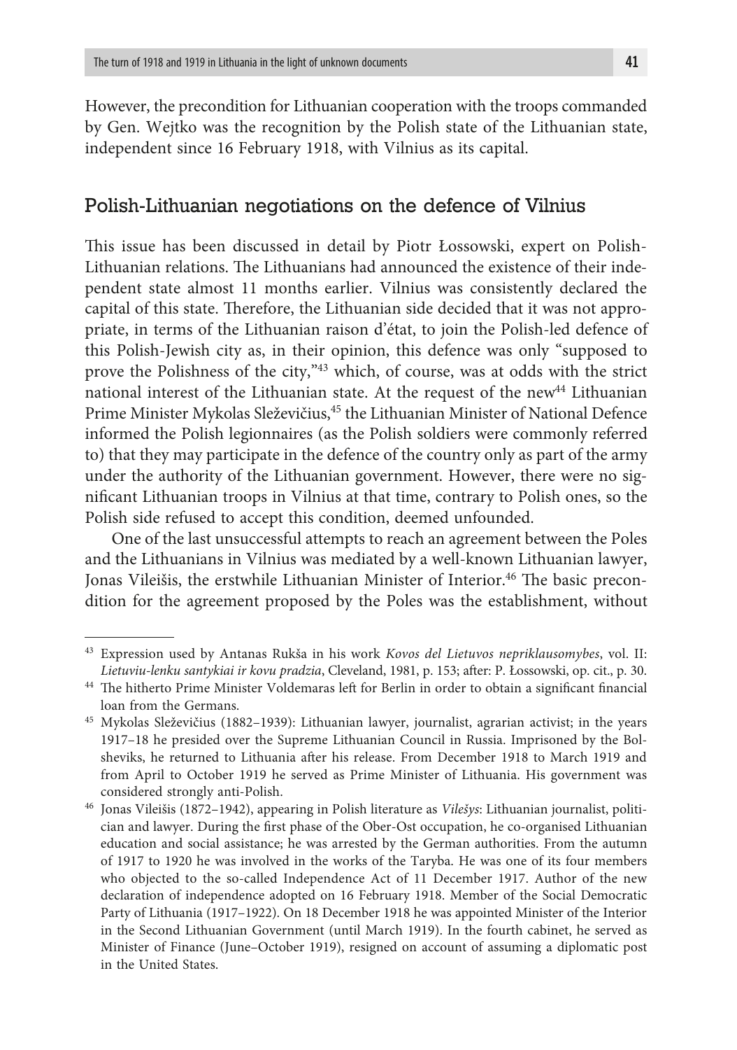However, the precondition for Lithuanian cooperation with the troops commanded by Gen. Wejtko was the recognition by the Polish state of the Lithuanian state, independent since 16 February 1918, with Vilnius as its capital.

## Polish-Lithuanian negotiations on the defence of Vilnius

This issue has been discussed in detail by Piotr Łossowski, expert on Polish-Lithuanian relations. The Lithuanians had announced the existence of their independent state almost 11 months earlier. Vilnius was consistently declared the capital of this state. Therefore, the Lithuanian side decided that it was not appropriate, in terms of the Lithuanian raison d'état, to join the Polish-led defence of this Polish-Jewish city as, in their opinion, this defence was only "supposed to prove the Polishness of the city,"[43] which, of course, was at odds with the strict national interest of the Lithuanian state. At the request of the new[44] Lithuanian Prime Minister Mykolas Sleževičius,[45] the Lithuanian Minister of National Defence informed the Polish legionnaires (as the Polish soldiers were commonly referred to) that they may participate in the defence of the country only as part of the army under the authority of the Lithuanian government. However, there were no significant Lithuanian troops in Vilnius at that time, contrary to Polish ones, so the Polish side refused to accept this condition, deemed unfounded.

One of the last unsuccessful attempts to reach an agreement between the Poles and the Lithuanians in Vilnius was mediated by a well-known Lithuanian lawyer, Jonas Vileišis, the erstwhile Lithuanian Minister of Interior.[46] The basic precondition for the agreement proposed by the Poles was the establishment, without

---

[43] Expression used by Antanas Rukša in his work *Kovos del Lietuvos nepriklausomybes*, vol. II: *Lietuviu-lenku santykiai ir kovu pradzia*, Cleveland, 1981, p. 153; after: P. Łossowski, op. cit., p. 30.

[44] The hitherto Prime Minister Voldemaras left for Berlin in order to obtain a significant financial loan from the Germans.

[45] Mykolas Sleževičius (1882–1939): Lithuanian lawyer, journalist, agrarian activist; in the years 1917–18 he presided over the Supreme Lithuanian Council in Russia. Imprisoned by the Bolsheviks, he returned to Lithuania after his release. From December 1918 to March 1919 and from April to October 1919 he served as Prime Minister of Lithuania. His government was considered strongly anti-Polish.

[46] Jonas Vileišis (1872–1942), appearing in Polish literature as *Vilešys*: Lithuanian journalist, politician and lawyer. During the first phase of the Ober-Ost occupation, he co-organised Lithuanian education and social assistance; he was arrested by the German authorities. From the autumn of 1917 to 1920 he was involved in the works of the Taryba. He was one of its four members who objected to the so-called Independence Act of 11 December 1917. Author of the new declaration of independence adopted on 16 February 1918. Member of the Social Democratic Party of Lithuania (1917–1922). On 18 December 1918 he was appointed Minister of the Interior in the Second Lithuanian Government (until March 1919). In the fourth cabinet, he served as Minister of Finance (June–October 1919), resigned on account of assuming a diplomatic post in the United States.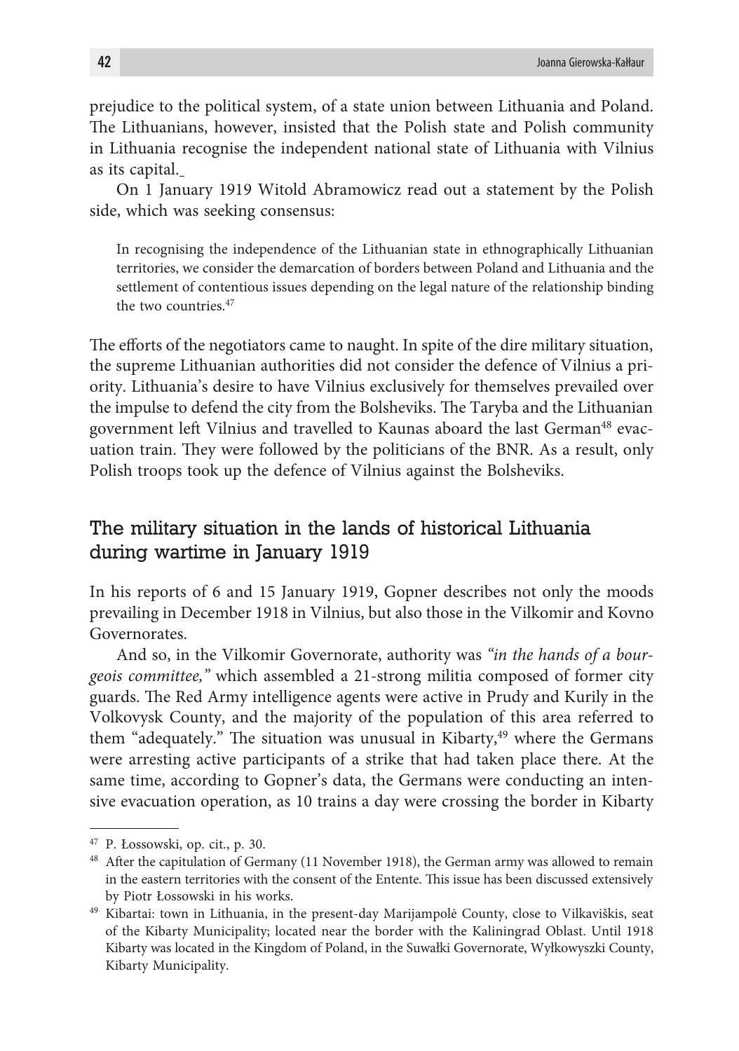prejudice to the political system, of a state union between Lithuania and Poland. The Lithuanians, however, insisted that the Polish state and Polish community in Lithuania recognise the independent national state of Lithuania with Vilnius as its capital.

On 1 January 1919 Witold Abramowicz read out a statement by the Polish side, which was seeking consensus:

> In recognising the independence of the Lithuanian state in ethnographically Lithuanian territories, we consider the demarcation of borders between Poland and Lithuania and the settlement of contentious issues depending on the legal nature of the relationship binding the two countries.[47]

The efforts of the negotiators came to naught. In spite of the dire military situation, the supreme Lithuanian authorities did not consider the defence of Vilnius a priority. Lithuania's desire to have Vilnius exclusively for themselves prevailed over the impulse to defend the city from the Bolsheviks. The Taryba and the Lithuanian government left Vilnius and travelled to Kaunas aboard the last German[48] evacuation train. They were followed by the politicians of the BNR. As a result, only Polish troops took up the defence of Vilnius against the Bolsheviks.

## The military situation in the lands of historical Lithuania during wartime in January 1919

In his reports of 6 and 15 January 1919, Gopner describes not only the moods prevailing in December 1918 in Vilnius, but also those in the Vilkomir and Kovno Governorates.

And so, in the Vilkomir Governorate, authority was *"in the hands of a bourgeois committee,"* which assembled a 21-strong militia composed of former city guards. The Red Army intelligence agents were active in Prudy and Kurily in the Volkovysk County, and the majority of the population of this area referred to them "adequately." The situation was unusual in Kibarty,[49] where the Germans were arresting active participants of a strike that had taken place there. At the same time, according to Gopner's data, the Germans were conducting an intensive evacuation operation, as 10 trains a day were crossing the border in Kibarty

---

[47] P. Łossowski, op. cit., p. 30.

[48] After the capitulation of Germany (11 November 1918), the German army was allowed to remain in the eastern territories with the consent of the Entente. This issue has been discussed extensively by Piotr Łossowski in his works.

[49] Kibartai: town in Lithuania, in the present-day Marijampolė County, close to Vilkaviškis, seat of the Kibarty Municipality; located near the border with the Kaliningrad Oblast. Until 1918 Kibarty was located in the Kingdom of Poland, in the Suwałki Governorate, Wyłkowyszki County, Kibarty Municipality.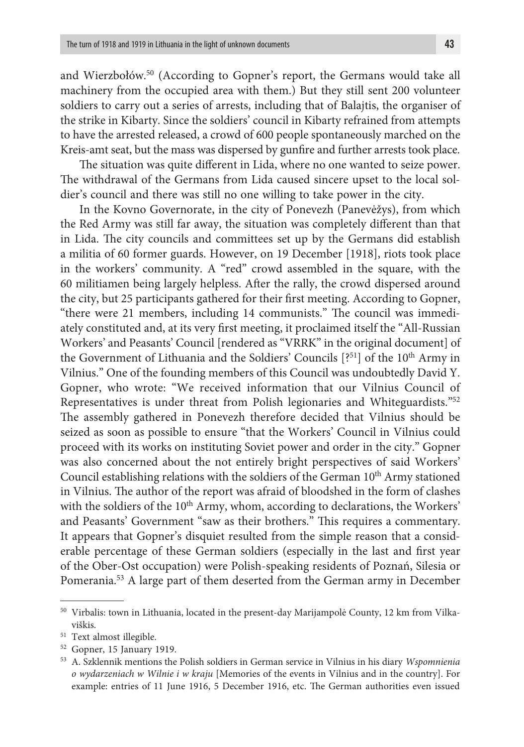and Wierzbołów.[50] (According to Gopner's report, the Germans would take all machinery from the occupied area with them.) But they still sent 200 volunteer soldiers to carry out a series of arrests, including that of Balajtis, the organiser of the strike in Kibarty. Since the soldiers' council in Kibarty refrained from attempts to have the arrested released, a crowd of 600 people spontaneously marched on the Kreis-amt seat, but the mass was dispersed by gunfire and further arrests took place.

The situation was quite different in Lida, where no one wanted to seize power. The withdrawal of the Germans from Lida caused sincere upset to the local soldier's council and there was still no one willing to take power in the city.

In the Kovno Governorate, in the city of Ponevezh (Panevėžys), from which the Red Army was still far away, the situation was completely different than that in Lida. The city councils and committees set up by the Germans did establish a militia of 60 former guards. However, on 19 December [1918], riots took place in the workers' community. A "red" crowd assembled in the square, with the 60 militiamen being largely helpless. After the rally, the crowd dispersed around the city, but 25 participants gathered for their first meeting. According to Gopner, "there were 21 members, including 14 communists." The council was immediately constituted and, at its very first meeting, it proclaimed itself the "All-Russian Workers' and Peasants' Council [rendered as "VRRK" in the original document] of the Government of Lithuania and the Soldiers' Councils [?[51]] of the 10th Army in Vilnius." One of the founding members of this Council was undoubtedly David Y. Gopner, who wrote: "We received information that our Vilnius Council of Representatives is under threat from Polish legionaries and Whiteguardists."[52] The assembly gathered in Ponevezh therefore decided that Vilnius should be seized as soon as possible to ensure "that the Workers' Council in Vilnius could proceed with its works on instituting Soviet power and order in the city." Gopner was also concerned about the not entirely bright perspectives of said Workers' Council establishing relations with the soldiers of the German 10th Army stationed in Vilnius. The author of the report was afraid of bloodshed in the form of clashes with the soldiers of the 10th Army, whom, according to declarations, the Workers' and Peasants' Government "saw as their brothers." This requires a commentary. It appears that Gopner's disquiet resulted from the simple reason that a considerable percentage of these German soldiers (especially in the last and first year of the Ober-Ost occupation) were Polish-speaking residents of Poznań, Silesia or Pomerania.[53] A large part of them deserted from the German army in December

---

[50] Virbalis: town in Lithuania, located in the present-day Marijampolė County, 12 km from Vilkaviškis.

[51] Text almost illegible.

[52] Gopner, 15 January 1919.

[53] A. Szklennik mentions the Polish soldiers in German service in Vilnius in his diary *Wspomnienia o wydarzeniach w Wilnie i w kraju* [Memories of the events in Vilnius and in the country]. For example: entries of 11 June 1916, 5 December 1916, etc. The German authorities even issued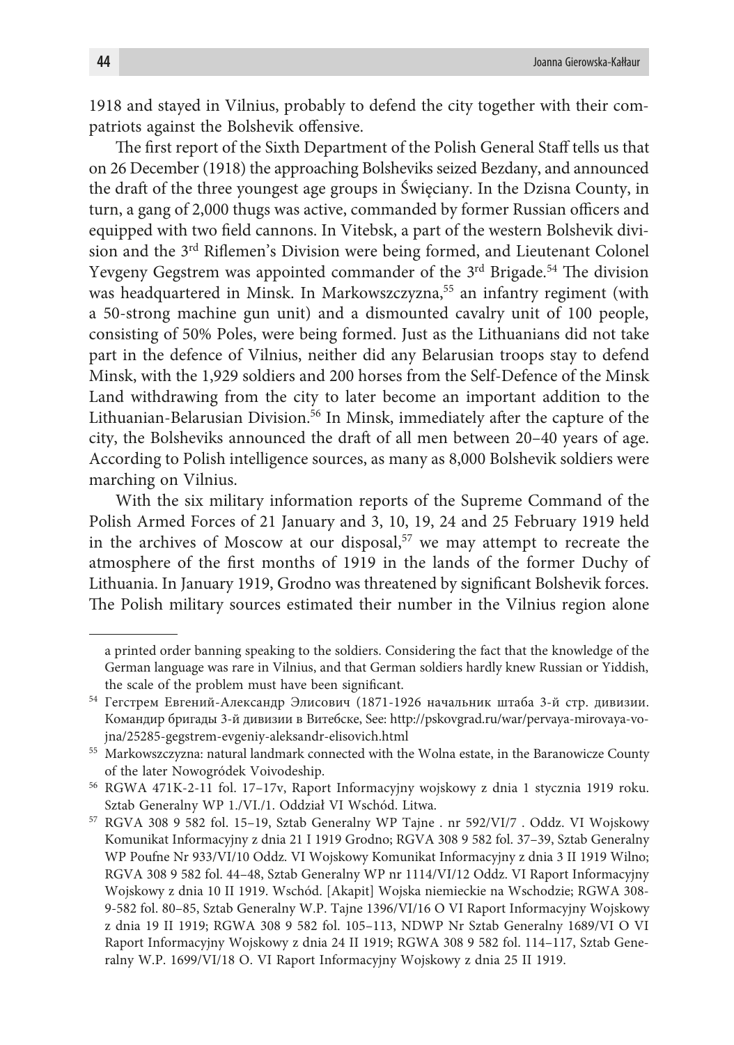1918 and stayed in Vilnius, probably to defend the city together with their compatriots against the Bolshevik offensive.

The first report of the Sixth Department of the Polish General Staff tells us that on 26 December (1918) the approaching Bolsheviks seized Bezdany, and announced the draft of the three youngest age groups in Święciany. In the Dzisna County, in turn, a gang of 2,000 thugs was active, commanded by former Russian officers and equipped with two field cannons. In Vitebsk, a part of the western Bolshevik division and the 3rd Riflemen's Division were being formed, and Lieutenant Colonel Yevgeny Gegstrem was appointed commander of the 3rd Brigade.[54] The division was headquartered in Minsk. In Markowszczyzna,[55] an infantry regiment (with a 50-strong machine gun unit) and a dismounted cavalry unit of 100 people, consisting of 50% Poles, were being formed. Just as the Lithuanians did not take part in the defence of Vilnius, neither did any Belarusian troops stay to defend Minsk, with the 1,929 soldiers and 200 horses from the Self-Defence of the Minsk Land withdrawing from the city to later become an important addition to the Lithuanian-Belarusian Division.[56] In Minsk, immediately after the capture of the city, the Bolsheviks announced the draft of all men between 20–40 years of age. According to Polish intelligence sources, as many as 8,000 Bolshevik soldiers were marching on Vilnius.

With the six military information reports of the Supreme Command of the Polish Armed Forces of 21 January and 3, 10, 19, 24 and 25 February 1919 held in the archives of Moscow at our disposal,[57] we may attempt to recreate the atmosphere of the first months of 1919 in the lands of the former Duchy of Lithuania. In January 1919, Grodno was threatened by significant Bolshevik forces. The Polish military sources estimated their number in the Vilnius region alone

---

a printed order banning speaking to the soldiers. Considering the fact that the knowledge of the German language was rare in Vilnius, and that German soldiers hardly knew Russian or Yiddish, the scale of the problem must have been significant.

[54] Гегстрем Евгений-Александр Элисович (1871-1926 начальник штаба 3-й стр. дивизии. Командир бригады 3-й дивизии в Витебске, See: http://pskovgrad.ru/war/pervaya-mirovaya-vojna/25285-gegstrem-evgeniy-aleksandr-elisovich.html

[55] Markowszczyzna: natural landmark connected with the Wolna estate, in the Baranowicze County of the later Nowogródek Voivodeship.

[56] RGWA 471K-2-11 fol. 17–17v, Raport Informacyjny wojskowy z dnia 1 stycznia 1919 roku. Sztab Generalny WP 1./VI./1. Oddział VI Wschód. Litwa.

[57] RGVA 308 9 582 fol. 15–19, Sztab Generalny WP Tajne . nr 592/VI/7 . Oddz. VI Wojskowy Komunikat Informacyjny z dnia 21 I 1919 Grodno; RGVA 308 9 582 fol. 37–39, Sztab Generalny WP Poufne Nr 933/VI/10 Oddz. VI Wojskowy Komunikat Informacyjny z dnia 3 II 1919 Wilno; RGVA 308 9 582 fol. 44–48, Sztab Generalny WP nr 1114/VI/12 Oddz. VI Raport Informacyjny Wojskowy z dnia 10 II 1919. Wschód. [Akapit] Wojska niemieckie na Wschodzie; RGWA 308-9-582 fol. 80–85, Sztab Generalny W.P. Tajne 1396/VI/16 O VI Raport Informacyjny Wojskowy z dnia 19 II 1919; RGWA 308 9 582 fol. 105–113, NDWP Nr Sztab Generalny 1689/VI O VI Raport Informacyjny Wojskowy z dnia 24 II 1919; RGWA 308 9 582 fol. 114–117, Sztab Generalny W.P. 1699/VI/18 O. VI Raport Informacyjny Wojskowy z dnia 25 II 1919.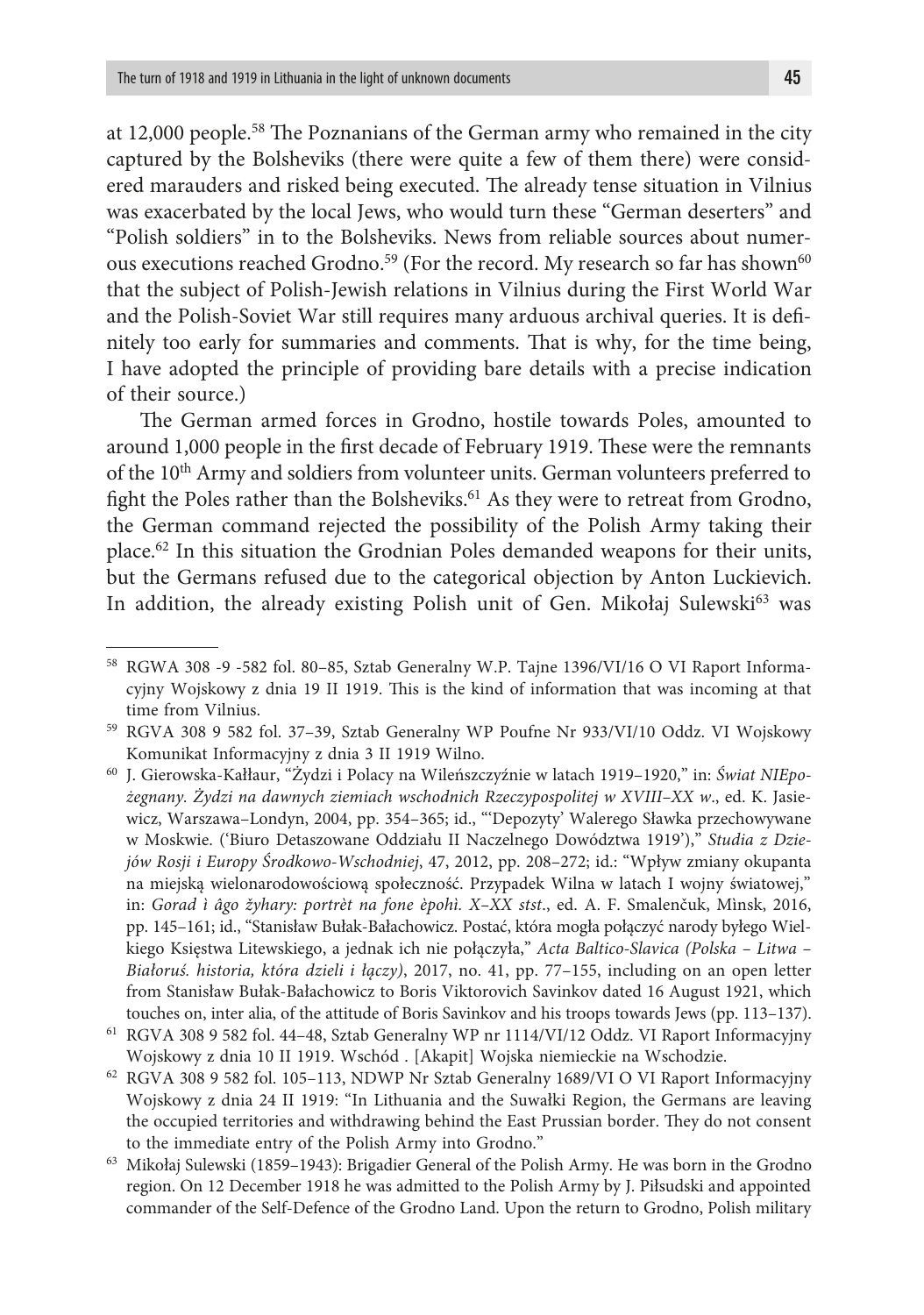at 12,000 people.[58] The Poznanians of the German army who remained in the city captured by the Bolsheviks (there were quite a few of them there) were considered marauders and risked being executed. The already tense situation in Vilnius was exacerbated by the local Jews, who would turn these "German deserters" and "Polish soldiers" in to the Bolsheviks. News from reliable sources about numerous executions reached Grodno.[59] (For the record. My research so far has shown[60] that the subject of Polish-Jewish relations in Vilnius during the First World War and the Polish-Soviet War still requires many arduous archival queries. It is definitely too early for summaries and comments. That is why, for the time being, I have adopted the principle of providing bare details with a precise indication of their source.)

The German armed forces in Grodno, hostile towards Poles, amounted to around 1,000 people in the first decade of February 1919. These were the remnants of the 10th Army and soldiers from volunteer units. German volunteers preferred to fight the Poles rather than the Bolsheviks.[61] As they were to retreat from Grodno, the German command rejected the possibility of the Polish Army taking their place.[62] In this situation the Grodnian Poles demanded weapons for their units, but the Germans refused due to the categorical objection by Anton Luckievich. In addition, the already existing Polish unit of Gen. Mikołaj Sulewski[63] was

---

[58] RGWA 308 -9 -582 fol. 80–85, Sztab Generalny W.P. Tajne 1396/VI/16 O VI Raport Informacyjny Wojskowy z dnia 19 II 1919. This is the kind of information that was incoming at that time from Vilnius.

[59] RGVA 308 9 582 fol. 37–39, Sztab Generalny WP Poufne Nr 933/VI/10 Oddz. VI Wojskowy Komunikat Informacyjny z dnia 3 II 1919 Wilno.

[60] J. Gierowska-Kałłaur, "Żydzi i Polacy na Wileńszczyźnie w latach 1919–1920," in: *Świat NIEpożegnany. Żydzi na dawnych ziemiach wschodnich Rzeczypospolitej w XVIII–XX w*., ed. K. Jasiewicz, Warszawa–Londyn, 2004, pp. 354–365; id., "'Depozyty' Walerego Sławka przechowywane w Moskwie. ('Biuro Detaszowane Oddziału II Naczelnego Dowództwa 1919')," *Studia z Dziejów Rosji i Europy Środkowo-Wschodniej*, 47, 2012, pp. 208–272; id.: "Wpływ zmiany okupanta na miejską wielonarodowościową społeczność. Przypadek Wilna w latach I wojny światowej," in: *Gorad ì âgo žyhary: portrèt na fone èpohì. X–XX stst*., ed. A. F. Smalenčuk, Mìnsk, 2016, pp. 145–161; id., "Stanisław Bułak-Bałachowicz. Postać, która mogła połączyć narody byłego Wielkiego Księstwa Litewskiego, a jednak ich nie połączyła," *Acta Baltico-Slavica (Polska – Litwa – Białoruś. historia, która dzieli i łączy)*, 2017, no. 41, pp. 77–155, including on an open letter from Stanisław Bułak-Bałachowicz to Boris Viktorovich Savinkov dated 16 August 1921, which touches on, inter alia, of the attitude of Boris Savinkov and his troops towards Jews (pp. 113–137).

[61] RGVA 308 9 582 fol. 44–48, Sztab Generalny WP nr 1114/VI/12 Oddz. VI Raport Informacyjny Wojskowy z dnia 10 II 1919. Wschód . [Akapit] Wojska niemieckie na Wschodzie.

[62] RGVA 308 9 582 fol. 105–113, NDWP Nr Sztab Generalny 1689/VI O VI Raport Informacyjny Wojskowy z dnia 24 II 1919: "In Lithuania and the Suwałki Region, the Germans are leaving the occupied territories and withdrawing behind the East Prussian border. They do not consent to the immediate entry of the Polish Army into Grodno."

[63] Mikołaj Sulewski (1859–1943): Brigadier General of the Polish Army. He was born in the Grodno region. On 12 December 1918 he was admitted to the Polish Army by J. Piłsudski and appointed commander of the Self-Defence of the Grodno Land. Upon the return to Grodno, Polish military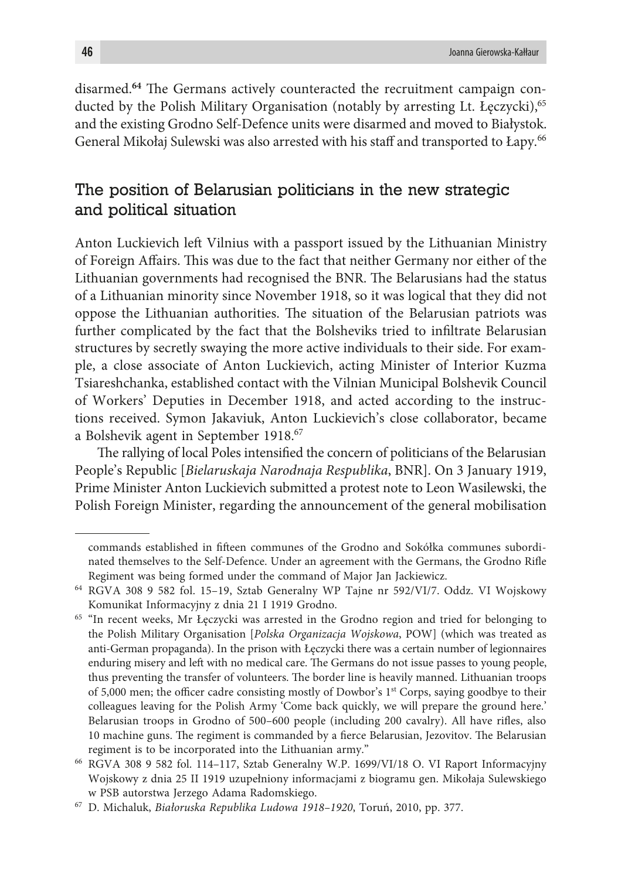disarmed.[64] The Germans actively counteracted the recruitment campaign conducted by the Polish Military Organisation (notably by arresting Lt. Łęczycki),[65] and the existing Grodno Self-Defence units were disarmed and moved to Białystok. General Mikołaj Sulewski was also arrested with his staff and transported to Łapy.[66]

## The position of Belarusian politicians in the new strategic and political situation

Anton Luckievich left Vilnius with a passport issued by the Lithuanian Ministry of Foreign Affairs. This was due to the fact that neither Germany nor either of the Lithuanian governments had recognised the BNR. The Belarusians had the status of a Lithuanian minority since November 1918, so it was logical that they did not oppose the Lithuanian authorities. The situation of the Belarusian patriots was further complicated by the fact that the Bolsheviks tried to infiltrate Belarusian structures by secretly swaying the more active individuals to their side. For example, a close associate of Anton Luckievich, acting Minister of Interior Kuzma Tsiareshchanka, established contact with the Vilnian Municipal Bolshevik Council of Workers' Deputies in December 1918, and acted according to the instructions received. Symon Jakaviuk, Anton Luckievich's close collaborator, became a Bolshevik agent in September 1918.[67]

The rallying of local Poles intensified the concern of politicians of the Belarusian People's Republic [*Bielaruskaja Narodnaja Respublika*, BNR]. On 3 January 1919, Prime Minister Anton Luckievich submitted a protest note to Leon Wasilewski, the Polish Foreign Minister, regarding the announcement of the general mobilisation

---

commands established in fifteen communes of the Grodno and Sokółka communes subordinated themselves to the Self-Defence. Under an agreement with the Germans, the Grodno Rifle Regiment was being formed under the command of Major Jan Jackiewicz.

[64] RGVA 308 9 582 fol. 15–19, Sztab Generalny WP Tajne nr 592/VI/7. Oddz. VI Wojskowy Komunikat Informacyjny z dnia 21 I 1919 Grodno.

[65] "In recent weeks, Mr Łęczycki was arrested in the Grodno region and tried for belonging to the Polish Military Organisation [*Polska Organizacja Wojskowa*, POW] (which was treated as anti-German propaganda). In the prison with Łęczycki there was a certain number of legionnaires enduring misery and left with no medical care. The Germans do not issue passes to young people, thus preventing the transfer of volunteers. The border line is heavily manned. Lithuanian troops of 5,000 men; the officer cadre consisting mostly of Dowbor's 1st Corps, saying goodbye to their colleagues leaving for the Polish Army 'Come back quickly, we will prepare the ground here.' Belarusian troops in Grodno of 500–600 people (including 200 cavalry). All have rifles, also 10 machine guns. The regiment is commanded by a fierce Belarusian, Jezovitov. The Belarusian regiment is to be incorporated into the Lithuanian army."

[66] RGVA 308 9 582 fol. 114–117, Sztab Generalny W.P. 1699/VI/18 O. VI Raport Informacyjny Wojskowy z dnia 25 II 1919 uzupełniony informacjami z biogramu gen. Mikołaja Sulewskiego w PSB autorstwa Jerzego Adama Radomskiego.

[67] D. Michaluk, *Białoruska Republika Ludowa 1918–1920*, Toruń, 2010, pp. 377.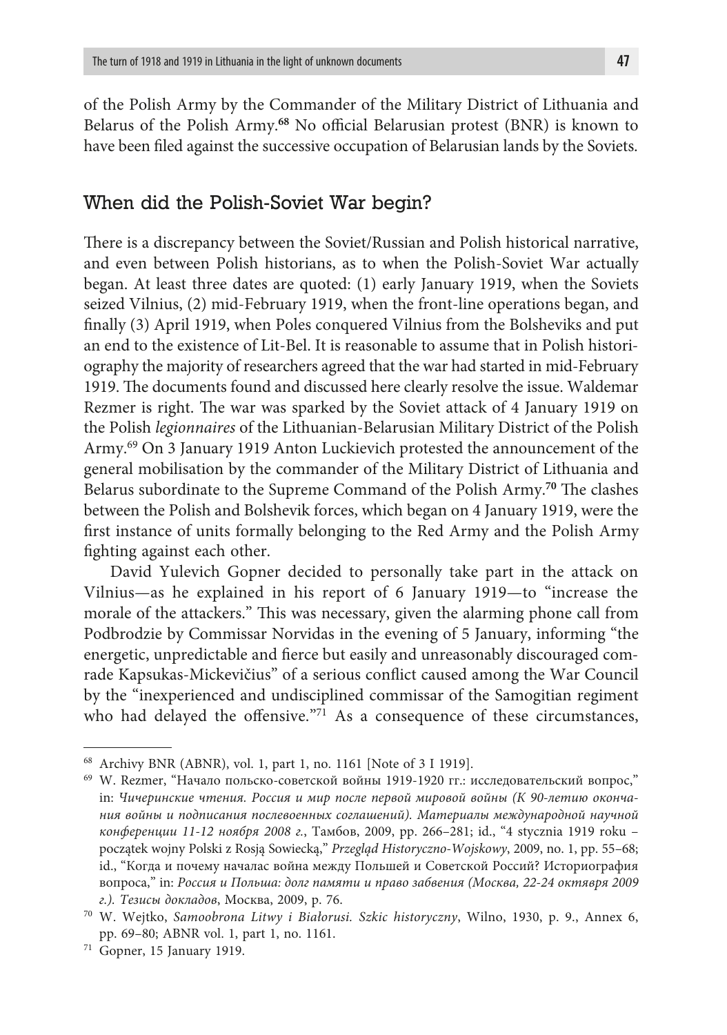of the Polish Army by the Commander of the Military District of Lithuania and Belarus of the Polish Army.[68] No official Belarusian protest (BNR) is known to have been filed against the successive occupation of Belarusian lands by the Soviets.

## When did the Polish-Soviet War begin?

There is a discrepancy between the Soviet/Russian and Polish historical narrative, and even between Polish historians, as to when the Polish-Soviet War actually began. At least three dates are quoted: (1) early January 1919, when the Soviets seized Vilnius, (2) mid-February 1919, when the front-line operations began, and finally (3) April 1919, when Poles conquered Vilnius from the Bolsheviks and put an end to the existence of Lit-Bel. It is reasonable to assume that in Polish historiography the majority of researchers agreed that the war had started in mid-February 1919. The documents found and discussed here clearly resolve the issue. Waldemar Rezmer is right. The war was sparked by the Soviet attack of 4 January 1919 on the Polish *legionnaires* of the Lithuanian-Belarusian Military District of the Polish Army.[69] On 3 January 1919 Anton Luckievich protested the announcement of the general mobilisation by the commander of the Military District of Lithuania and Belarus subordinate to the Supreme Command of the Polish Army.[70] The clashes between the Polish and Bolshevik forces, which began on 4 January 1919, were the first instance of units formally belonging to the Red Army and the Polish Army fighting against each other.

David Yulevich Gopner decided to personally take part in the attack on Vilnius—as he explained in his report of 6 January 1919—to "increase the morale of the attackers." This was necessary, given the alarming phone call from Podbrodzie by Commissar Norvidas in the evening of 5 January, informing "the energetic, unpredictable and fierce but easily and unreasonably discouraged comrade Kapsukas-Mickevičius" of a serious conflict caused among the War Council by the "inexperienced and undisciplined commissar of the Samogitian regiment who had delayed the offensive."[71] As a consequence of these circumstances,

---

[68] Archivy BNR (ABNR), vol. 1, part 1, no. 1161 [Note of 3 I 1919].

[69] W. Rezmer, "Начало польско-советской войны 1919-1920 гг.: исследовательский вопрос," in: *Чичеринские чтения. Россия и мир после первой мировой войны (К 90-летию окончания войны и подписания послевоенных соглашений). Материалы международной научной конференции 11-12 ноября 2008 г.*, Тамбов, 2009, pp. 266–281; id., "4 stycznia 1919 roku – początek wojny Polski z Rosją Sowiecką," *Przegląd Historyczno-Wojskowy*, 2009, no. 1, pp. 55–68; id., "Когда и почему началас война между Польшей и Советской Россией? Историография вопроса," in: *Россия и Польша: долг памяти и право забвения (Москва, 22-24 октявря 2009 г.). Тезисы докладов*, Москва, 2009, p. 76.

[70] W. Wejtko, *Samoobrona Litwy i Białorusi. Szkic historyczny*, Wilno, 1930, p. 9., Annex 6, pp. 69–80; ABNR vol. 1, part 1, no. 1161.

[71] Gopner, 15 January 1919.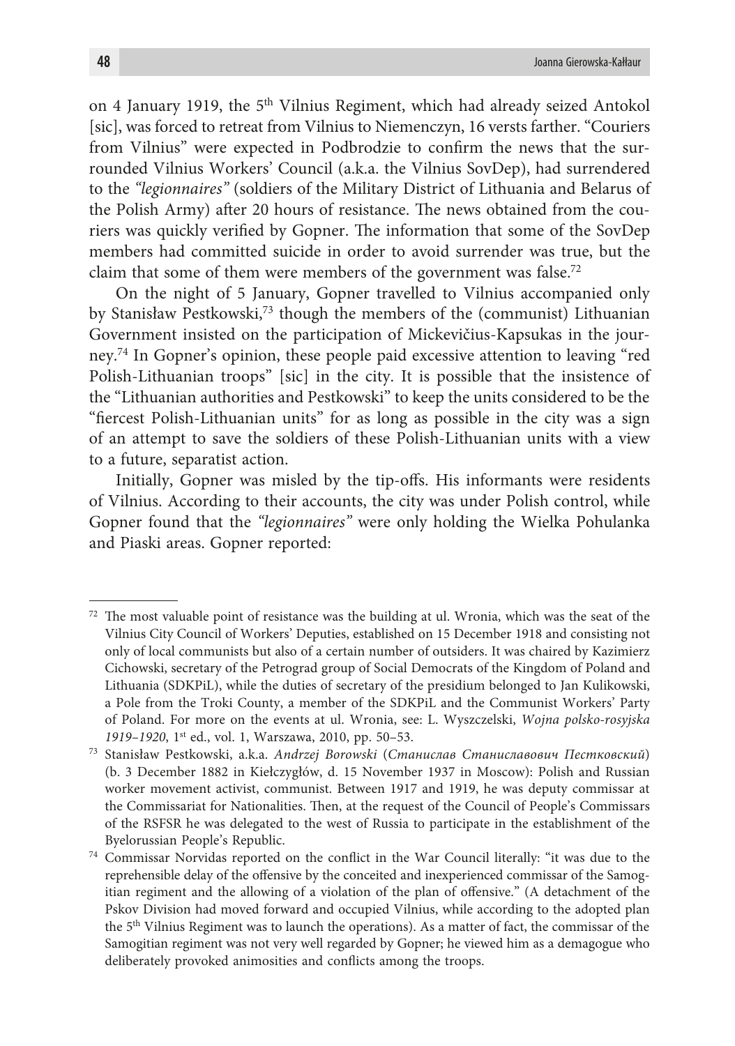on 4 January 1919, the 5th Vilnius Regiment, which had already seized Antokol [sic], was forced to retreat from Vilnius to Niemenczyn, 16 versts farther. "Couriers from Vilnius" were expected in Podbrodzie to confirm the news that the surrounded Vilnius Workers' Council (a.k.a. the Vilnius SovDep), had surrendered to the *"legionnaires"* (soldiers of the Military District of Lithuania and Belarus of the Polish Army) after 20 hours of resistance. The news obtained from the couriers was quickly verified by Gopner. The information that some of the SovDep members had committed suicide in order to avoid surrender was true, but the claim that some of them were members of the government was false.[72]

On the night of 5 January, Gopner travelled to Vilnius accompanied only by Stanisław Pestkowski,[73] though the members of the (communist) Lithuanian Government insisted on the participation of Mickevičius-Kapsukas in the journey.[74] In Gopner's opinion, these people paid excessive attention to leaving "red Polish-Lithuanian troops" [sic] in the city. It is possible that the insistence of the "Lithuanian authorities and Pestkowski" to keep the units considered to be the "fiercest Polish-Lithuanian units" for as long as possible in the city was a sign of an attempt to save the soldiers of these Polish-Lithuanian units with a view to a future, separatist action.

Initially, Gopner was misled by the tip-offs. His informants were residents of Vilnius. According to their accounts, the city was under Polish control, while Gopner found that the *"legionnaires"* were only holding the Wielka Pohulanka and Piaski areas. Gopner reported:

---

[72] The most valuable point of resistance was the building at ul. Wronia, which was the seat of the Vilnius City Council of Workers' Deputies, established on 15 December 1918 and consisting not only of local communists but also of a certain number of outsiders. It was chaired by Kazimierz Cichowski, secretary of the Petrograd group of Social Democrats of the Kingdom of Poland and Lithuania (SDKPiL), while the duties of secretary of the presidium belonged to Jan Kulikowski, a Pole from the Troki County, a member of the SDKPiL and the Communist Workers' Party of Poland. For more on the events at ul. Wronia, see: L. Wyszczelski, *Wojna polsko-rosyjska 1919–1920*, 1st ed., vol. 1, Warszawa, 2010, pp. 50–53.

[73] Stanisław Pestkowski, a.k.a. *Andrzej Borowski* (*Станислав Станиславович Пестковский*) (b. 3 December 1882 in Kiełczygłów, d. 15 November 1937 in Moscow): Polish and Russian worker movement activist, communist. Between 1917 and 1919, he was deputy commissar at the Commissariat for Nationalities. Then, at the request of the Council of People's Commissars of the RSFSR he was delegated to the west of Russia to participate in the establishment of the Byelorussian People's Republic.

[74] Commissar Norvidas reported on the conflict in the War Council literally: "it was due to the reprehensible delay of the offensive by the conceited and inexperienced commissar of the Samogitian regiment and the allowing of a violation of the plan of offensive." (A detachment of the Pskov Division had moved forward and occupied Vilnius, while according to the adopted plan the 5th Vilnius Regiment was to launch the operations). As a matter of fact, the commissar of the Samogitian regiment was not very well regarded by Gopner; he viewed him as a demagogue who deliberately provoked animosities and conflicts among the troops.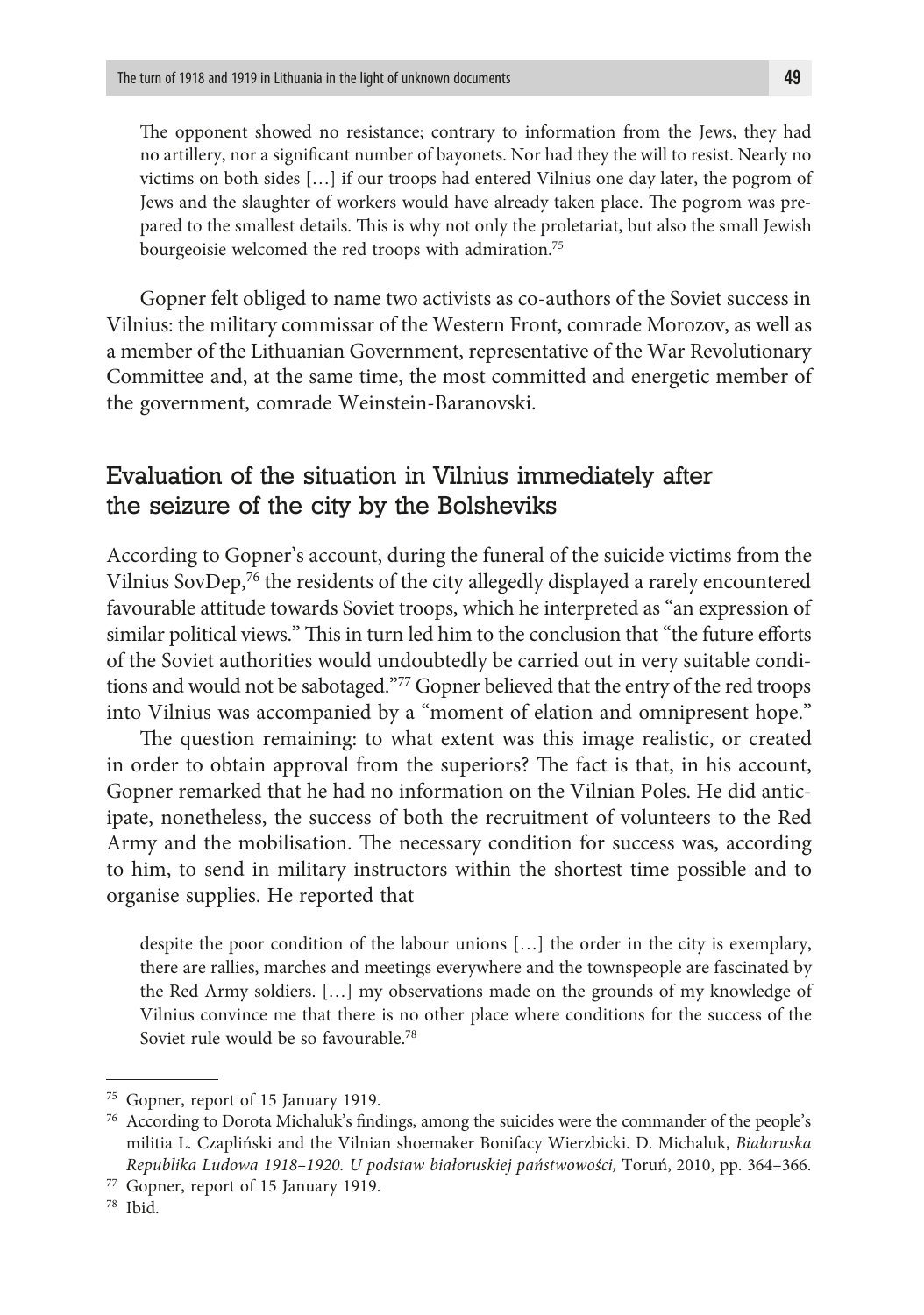The opponent showed no resistance; contrary to information from the Jews, they had no artillery, nor a significant number of bayonets. Nor had they the will to resist. Nearly no victims on both sides […] if our troops had entered Vilnius one day later, the pogrom of Jews and the slaughter of workers would have already taken place. The pogrom was prepared to the smallest details. This is why not only the proletariat, but also the small Jewish bourgeoisie welcomed the red troops with admiration.[75]

Gopner felt obliged to name two activists as co-authors of the Soviet success in Vilnius: the military commissar of the Western Front, comrade Morozov, as well as a member of the Lithuanian Government, representative of the War Revolutionary Committee and, at the same time, the most committed and energetic member of the government, comrade Weinstein-Baranovski.

## Evaluation of the situation in Vilnius immediately after the seizure of the city by the Bolsheviks

According to Gopner's account, during the funeral of the suicide victims from the Vilnius SovDep,[76] the residents of the city allegedly displayed a rarely encountered favourable attitude towards Soviet troops, which he interpreted as "an expression of similar political views." This in turn led him to the conclusion that "the future efforts of the Soviet authorities would undoubtedly be carried out in very suitable conditions and would not be sabotaged."[77] Gopner believed that the entry of the red troops into Vilnius was accompanied by a "moment of elation and omnipresent hope."

The question remaining: to what extent was this image realistic, or created in order to obtain approval from the superiors? The fact is that, in his account, Gopner remarked that he had no information on the Vilnian Poles. He did anticipate, nonetheless, the success of both the recruitment of volunteers to the Red Army and the mobilisation. The necessary condition for success was, according to him, to send in military instructors within the shortest time possible and to organise supplies. He reported that

despite the poor condition of the labour unions […] the order in the city is exemplary, there are rallies, marches and meetings everywhere and the townspeople are fascinated by the Red Army soldiers. […] my observations made on the grounds of my knowledge of Vilnius convince me that there is no other place where conditions for the success of the Soviet rule would be so favourable.[78]

---

[75] Gopner, report of 15 January 1919.

[76] According to Dorota Michaluk's findings, among the suicides were the commander of the people's militia L. Czapliński and the Vilnian shoemaker Bonifacy Wierzbicki. D. Michaluk, *Białoruska Republika Ludowa 1918–1920. U podstaw białoruskiej państwowości,* Toruń, 2010, pp. 364–366.

[77] Gopner, report of 15 January 1919.

[78] Ibid.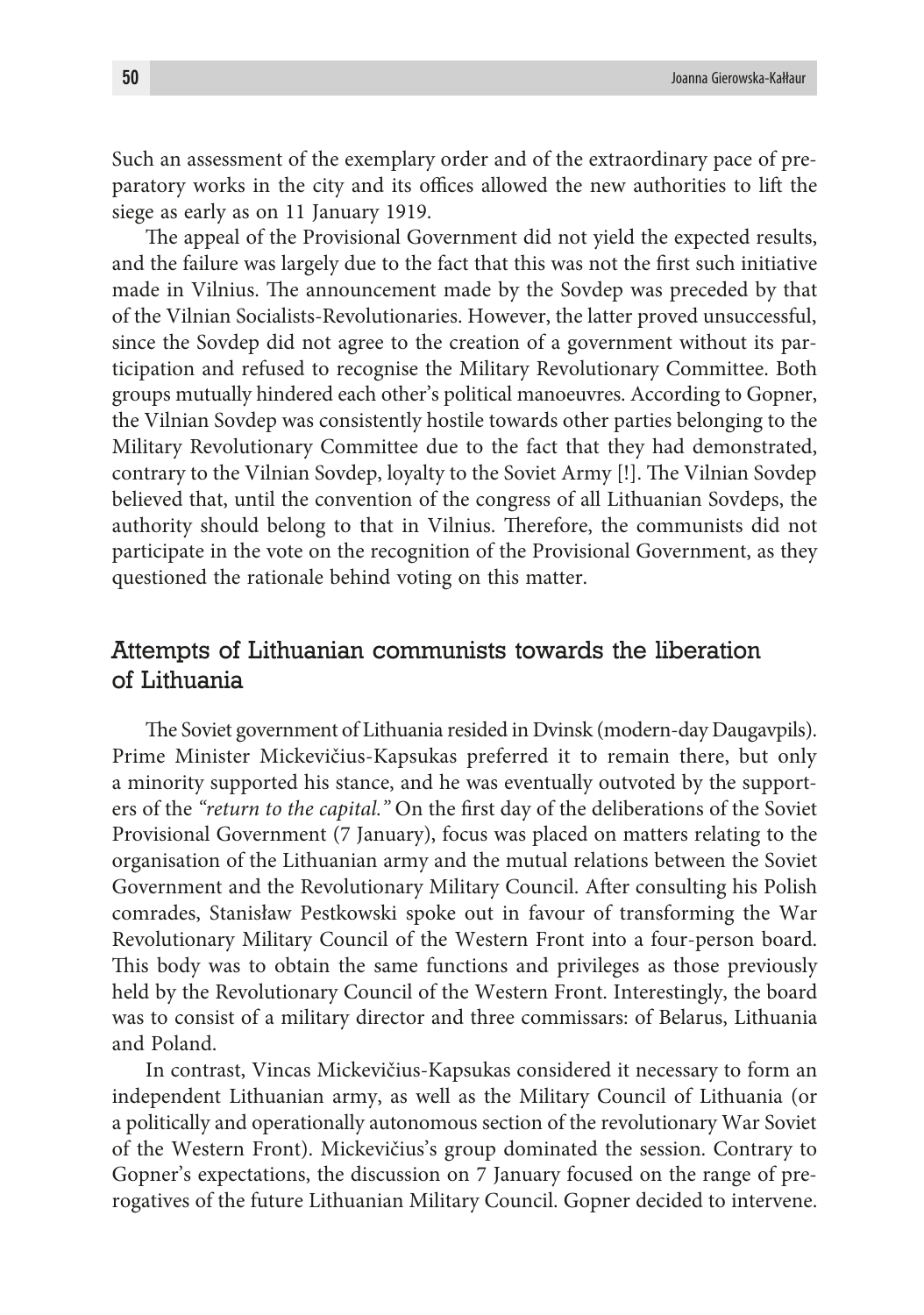Such an assessment of the exemplary order and of the extraordinary pace of preparatory works in the city and its offices allowed the new authorities to lift the siege as early as on 11 January 1919.

The appeal of the Provisional Government did not yield the expected results, and the failure was largely due to the fact that this was not the first such initiative made in Vilnius. The announcement made by the Sovdep was preceded by that of the Vilnian Socialists-Revolutionaries. However, the latter proved unsuccessful, since the Sovdep did not agree to the creation of a government without its participation and refused to recognise the Military Revolutionary Committee. Both groups mutually hindered each other's political manoeuvres. According to Gopner, the Vilnian Sovdep was consistently hostile towards other parties belonging to the Military Revolutionary Committee due to the fact that they had demonstrated, contrary to the Vilnian Sovdep, loyalty to the Soviet Army [!]. The Vilnian Sovdep believed that, until the convention of the congress of all Lithuanian Sovdeps, the authority should belong to that in Vilnius. Therefore, the communists did not participate in the vote on the recognition of the Provisional Government, as they questioned the rationale behind voting on this matter.

## Attempts of Lithuanian communists towards the liberation of Lithuania

The Soviet government of Lithuania resided in Dvinsk (modern-day Daugavpils). Prime Minister Mickevičius-Kapsukas preferred it to remain there, but only a minority supported his stance, and he was eventually outvoted by the supporters of the *"return to the capital."* On the first day of the deliberations of the Soviet Provisional Government (7 January), focus was placed on matters relating to the organisation of the Lithuanian army and the mutual relations between the Soviet Government and the Revolutionary Military Council. After consulting his Polish comrades, Stanisław Pestkowski spoke out in favour of transforming the War Revolutionary Military Council of the Western Front into a four-person board. This body was to obtain the same functions and privileges as those previously held by the Revolutionary Council of the Western Front. Interestingly, the board was to consist of a military director and three commissars: of Belarus, Lithuania and Poland.

In contrast, Vincas Mickevičius-Kapsukas considered it necessary to form an independent Lithuanian army, as well as the Military Council of Lithuania (or a politically and operationally autonomous section of the revolutionary War Soviet of the Western Front). Mickevičius's group dominated the session. Contrary to Gopner's expectations, the discussion on 7 January focused on the range of prerogatives of the future Lithuanian Military Council. Gopner decided to intervene.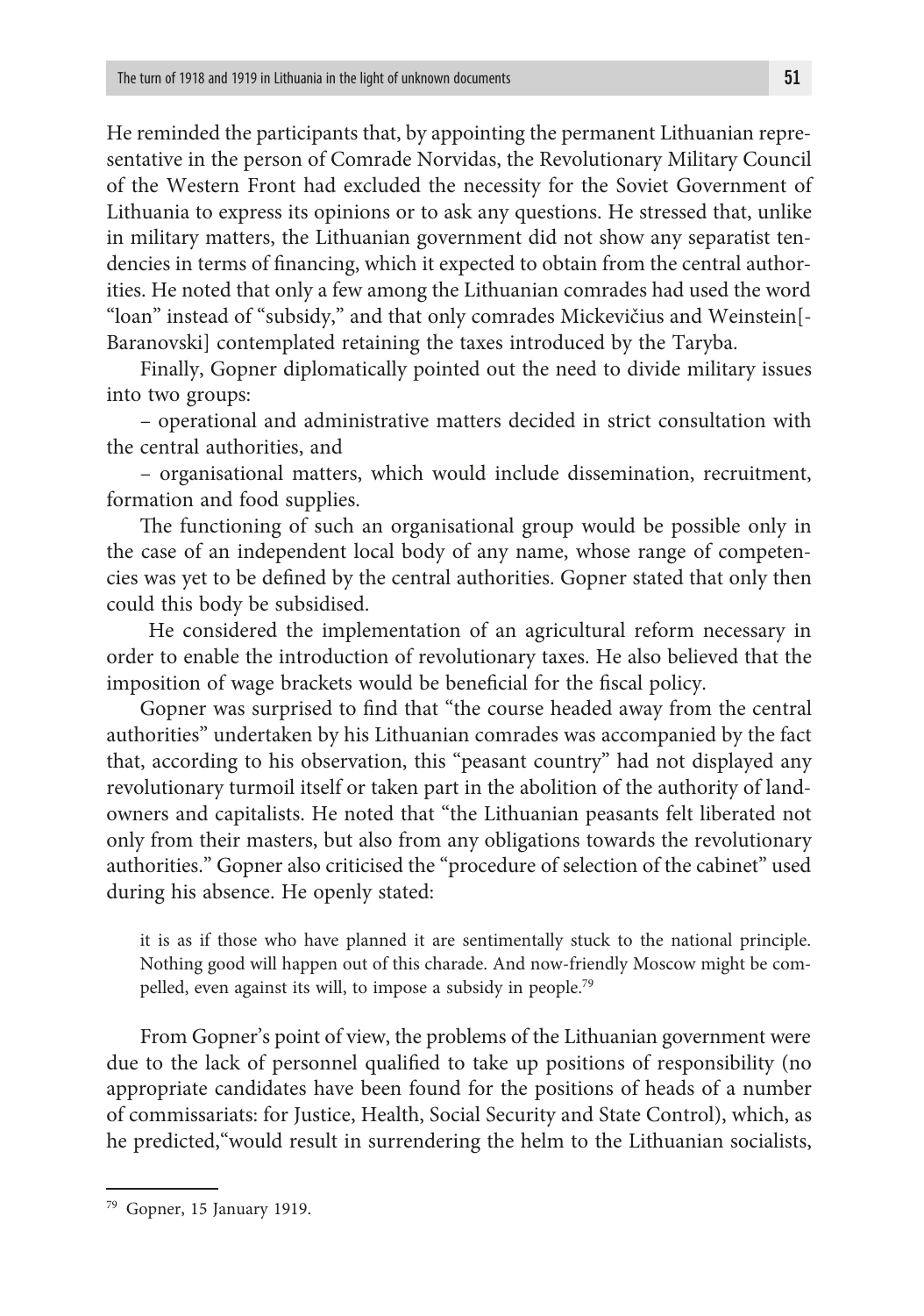He reminded the participants that, by appointing the permanent Lithuanian representative in the person of Comrade Norvidas, the Revolutionary Military Council of the Western Front had excluded the necessity for the Soviet Government of Lithuania to express its opinions or to ask any questions. He stressed that, unlike in military matters, the Lithuanian government did not show any separatist tendencies in terms of financing, which it expected to obtain from the central authorities. He noted that only a few among the Lithuanian comrades had used the word "loan" instead of "subsidy," and that only comrades Mickevičius and Weinstein[-Baranovski] contemplated retaining the taxes introduced by the Taryba.

Finally, Gopner diplomatically pointed out the need to divide military issues into two groups:

– operational and administrative matters decided in strict consultation with the central authorities, and

– organisational matters, which would include dissemination, recruitment, formation and food supplies.

The functioning of such an organisational group would be possible only in the case of an independent local body of any name, whose range of competencies was yet to be defined by the central authorities. Gopner stated that only then could this body be subsidised.

He considered the implementation of an agricultural reform necessary in order to enable the introduction of revolutionary taxes. He also believed that the imposition of wage brackets would be beneficial for the fiscal policy.

Gopner was surprised to find that "the course headed away from the central authorities" undertaken by his Lithuanian comrades was accompanied by the fact that, according to his observation, this "peasant country" had not displayed any revolutionary turmoil itself or taken part in the abolition of the authority of landowners and capitalists. He noted that "the Lithuanian peasants felt liberated not only from their masters, but also from any obligations towards the revolutionary authorities." Gopner also criticised the "procedure of selection of the cabinet" used during his absence. He openly stated:

> it is as if those who have planned it are sentimentally stuck to the national principle. Nothing good will happen out of this charade. And now-friendly Moscow might be compelled, even against its will, to impose a subsidy in people.[79]

From Gopner's point of view, the problems of the Lithuanian government were due to the lack of personnel qualified to take up positions of responsibility (no appropriate candidates have been found for the positions of heads of a number of commissariats: for Justice, Health, Social Security and State Control), which, as he predicted,"would result in surrendering the helm to the Lithuanian socialists,

---

[79] Gopner, 15 January 1919.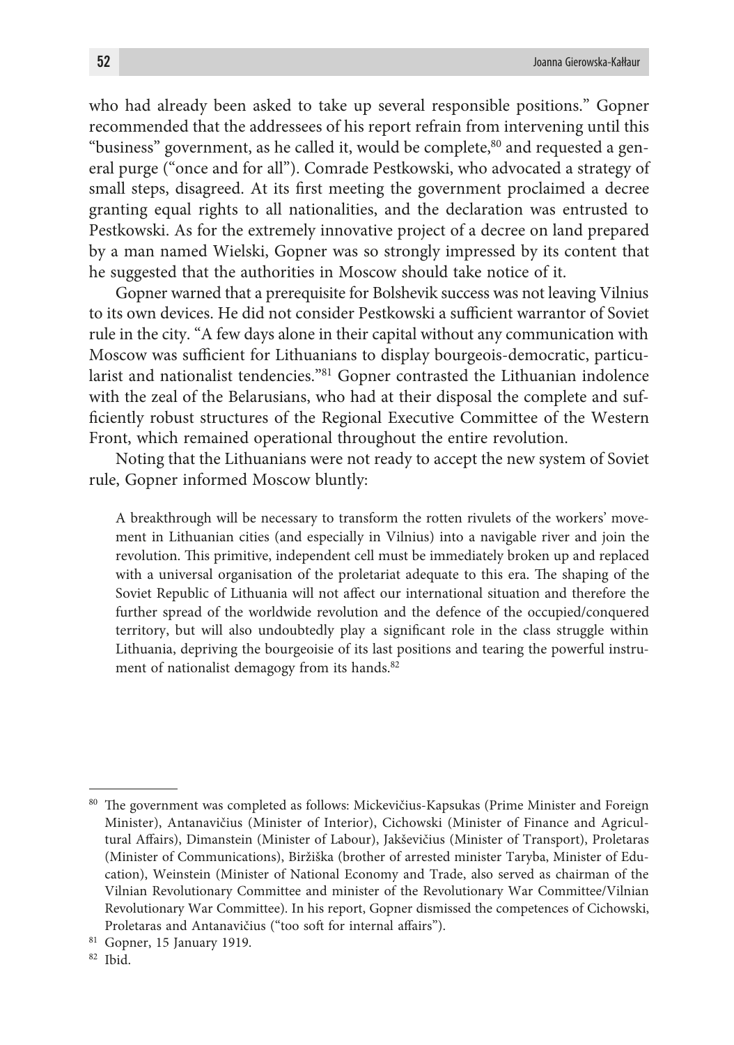who had already been asked to take up several responsible positions." Gopner recommended that the addressees of his report refrain from intervening until this "business" government, as he called it, would be complete,[80] and requested a general purge ("once and for all"). Comrade Pestkowski, who advocated a strategy of small steps, disagreed. At its first meeting the government proclaimed a decree granting equal rights to all nationalities, and the declaration was entrusted to Pestkowski. As for the extremely innovative project of a decree on land prepared by a man named Wielski, Gopner was so strongly impressed by its content that he suggested that the authorities in Moscow should take notice of it.

Gopner warned that a prerequisite for Bolshevik success was not leaving Vilnius to its own devices. He did not consider Pestkowski a sufficient warrantor of Soviet rule in the city. "A few days alone in their capital without any communication with Moscow was sufficient for Lithuanians to display bourgeois-democratic, particularist and nationalist tendencies."[81] Gopner contrasted the Lithuanian indolence with the zeal of the Belarusians, who had at their disposal the complete and sufficiently robust structures of the Regional Executive Committee of the Western Front, which remained operational throughout the entire revolution.

Noting that the Lithuanians were not ready to accept the new system of Soviet rule, Gopner informed Moscow bluntly:

> A breakthrough will be necessary to transform the rotten rivulets of the workers' movement in Lithuanian cities (and especially in Vilnius) into a navigable river and join the revolution. This primitive, independent cell must be immediately broken up and replaced with a universal organisation of the proletariat adequate to this era. The shaping of the Soviet Republic of Lithuania will not affect our international situation and therefore the further spread of the worldwide revolution and the defence of the occupied/conquered territory, but will also undoubtedly play a significant role in the class struggle within Lithuania, depriving the bourgeoisie of its last positions and tearing the powerful instrument of nationalist demagogy from its hands.[82]

---

[80] The government was completed as follows: Mickevičius-Kapsukas (Prime Minister and Foreign Minister), Antanavičius (Minister of Interior), Cichowski (Minister of Finance and Agricultural Affairs), Dimanstein (Minister of Labour), Jakševičius (Minister of Transport), Proletaras (Minister of Communications), Biržiška (brother of arrested minister Taryba, Minister of Education), Weinstein (Minister of National Economy and Trade, also served as chairman of the Vilnian Revolutionary Committee and minister of the Revolutionary War Committee/Vilnian Revolutionary War Committee). In his report, Gopner dismissed the competences of Cichowski, Proletaras and Antanavičius ("too soft for internal affairs").

[81] Gopner, 15 January 1919.

[82] Ibid.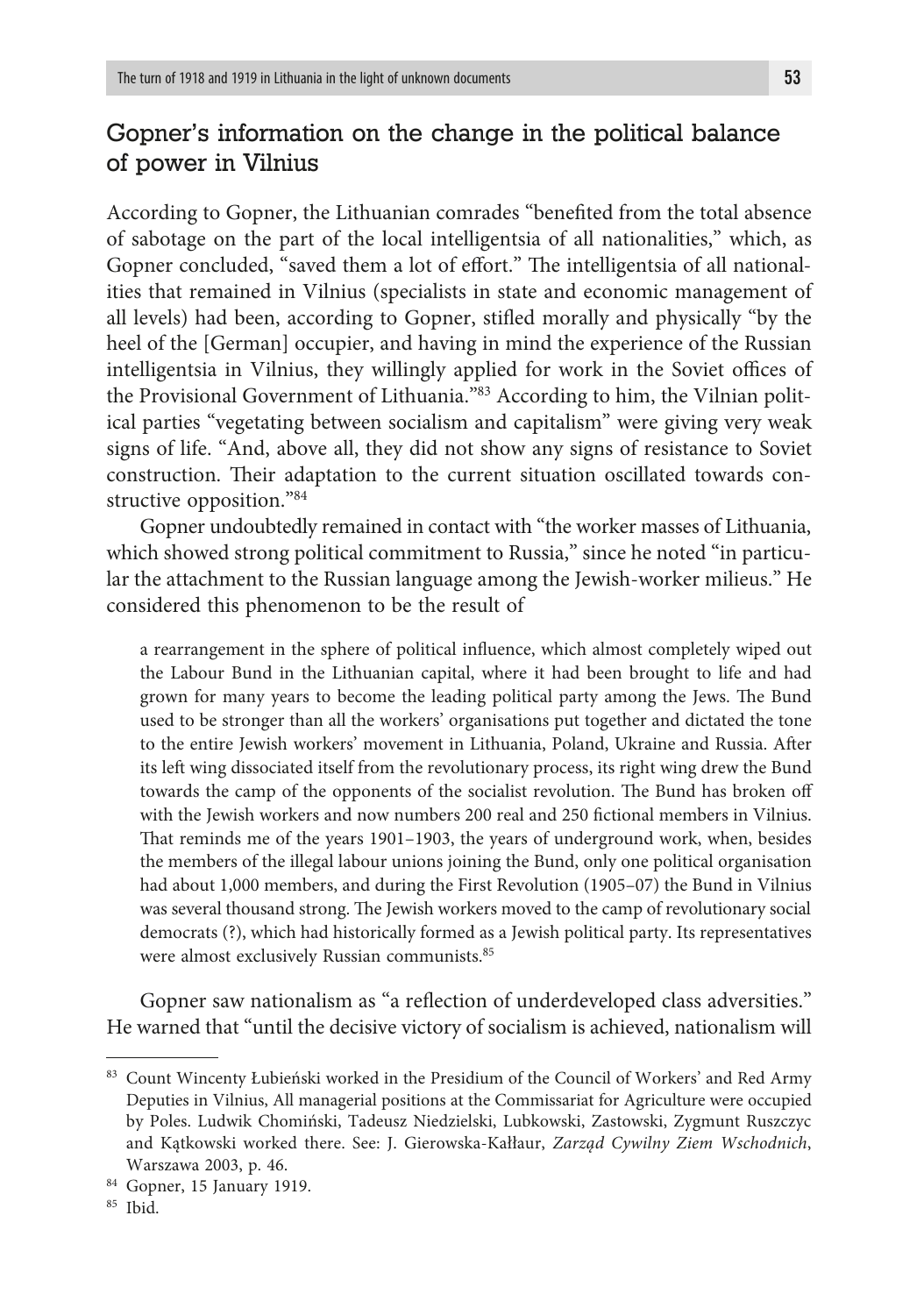## Gopner's information on the change in the political balance of power in Vilnius

According to Gopner, the Lithuanian comrades "benefited from the total absence of sabotage on the part of the local intelligentsia of all nationalities," which, as Gopner concluded, "saved them a lot of effort." The intelligentsia of all nationalities that remained in Vilnius (specialists in state and economic management of all levels) had been, according to Gopner, stifled morally and physically "by the heel of the [German] occupier, and having in mind the experience of the Russian intelligentsia in Vilnius, they willingly applied for work in the Soviet offices of the Provisional Government of Lithuania."[83] According to him, the Vilnian political parties "vegetating between socialism and capitalism" were giving very weak signs of life. "And, above all, they did not show any signs of resistance to Soviet construction. Their adaptation to the current situation oscillated towards constructive opposition."[84]

Gopner undoubtedly remained in contact with "the worker masses of Lithuania, which showed strong political commitment to Russia," since he noted "in particular the attachment to the Russian language among the Jewish-worker milieus." He considered this phenomenon to be the result of

> a rearrangement in the sphere of political influence, which almost completely wiped out the Labour Bund in the Lithuanian capital, where it had been brought to life and had grown for many years to become the leading political party among the Jews. The Bund used to be stronger than all the workers' organisations put together and dictated the tone to the entire Jewish workers' movement in Lithuania, Poland, Ukraine and Russia. After its left wing dissociated itself from the revolutionary process, its right wing drew the Bund towards the camp of the opponents of the socialist revolution. The Bund has broken off with the Jewish workers and now numbers 200 real and 250 fictional members in Vilnius. That reminds me of the years 1901–1903, the years of underground work, when, besides the members of the illegal labour unions joining the Bund, only one political organisation had about 1,000 members, and during the First Revolution (1905–07) the Bund in Vilnius was several thousand strong. The Jewish workers moved to the camp of revolutionary social democrats (?), which had historically formed as a Jewish political party. Its representatives were almost exclusively Russian communists.[85]

Gopner saw nationalism as "a reflection of underdeveloped class adversities." He warned that "until the decisive victory of socialism is achieved, nationalism will

---

[83] Count Wincenty Łubieński worked in the Presidium of the Council of Workers' and Red Army Deputies in Vilnius, All managerial positions at the Commissariat for Agriculture were occupied by Poles. Ludwik Chomiński, Tadeusz Niedzielski, Lubkowski, Zastowski, Zygmunt Ruszczyc and Kątkowski worked there. See: J. Gierowska-Kałłaur, *Zarząd Cywilny Ziem Wschodnich*, Warszawa 2003, p. 46.

[84] Gopner, 15 January 1919.

[85] Ibid.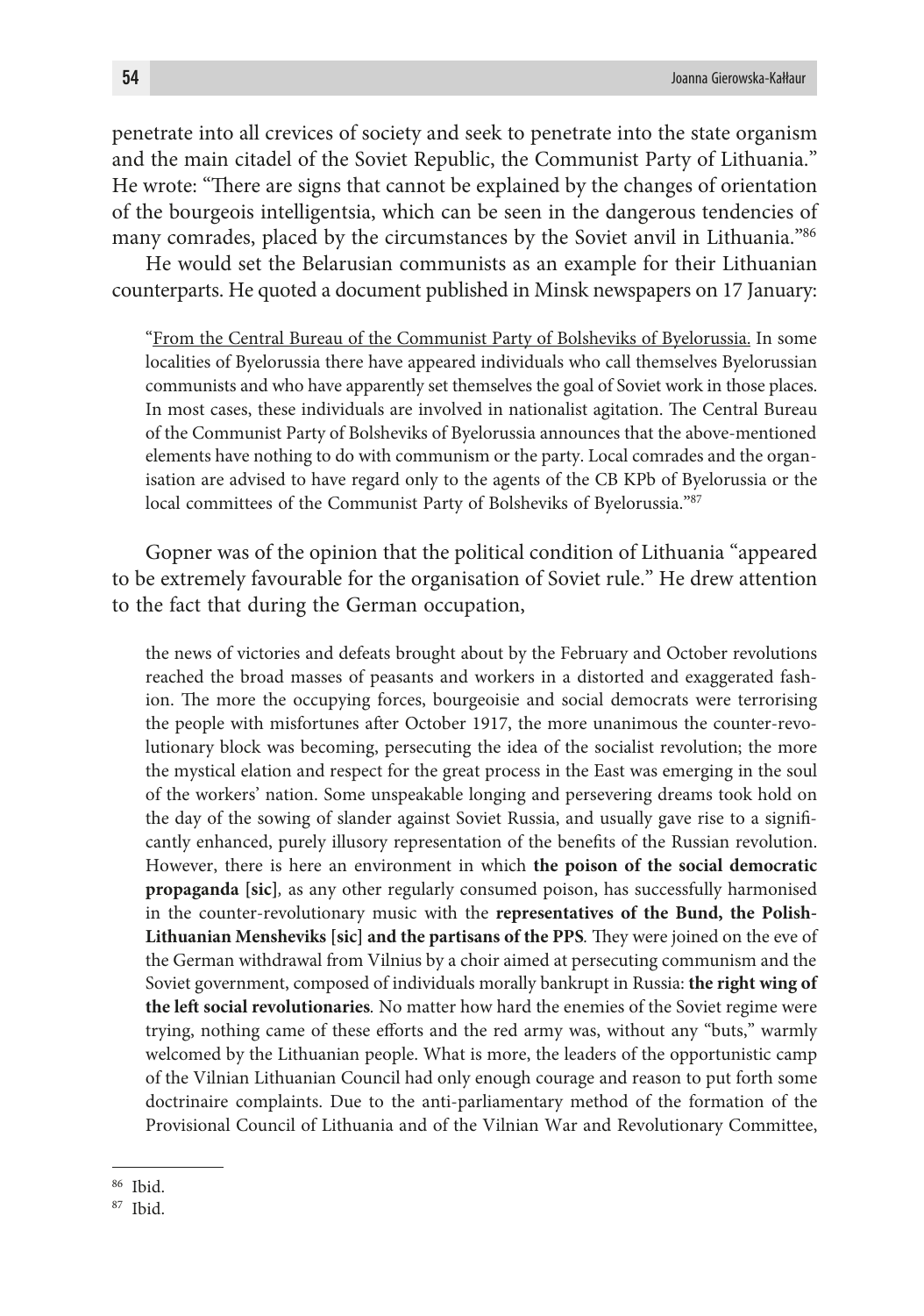penetrate into all crevices of society and seek to penetrate into the state organism and the main citadel of the Soviet Republic, the Communist Party of Lithuania." He wrote: "There are signs that cannot be explained by the changes of orientation of the bourgeois intelligentsia, which can be seen in the dangerous tendencies of many comrades, placed by the circumstances by the Soviet anvil in Lithuania."[86]

He would set the Belarusian communists as an example for their Lithuanian counterparts. He quoted a document published in Minsk newspapers on 17 January:

> "From the Central Bureau of the Communist Party of Bolsheviks of Byelorussia. In some localities of Byelorussia there have appeared individuals who call themselves Byelorussian communists and who have apparently set themselves the goal of Soviet work in those places. In most cases, these individuals are involved in nationalist agitation. The Central Bureau of the Communist Party of Bolsheviks of Byelorussia announces that the above-mentioned elements have nothing to do with communism or the party. Local comrades and the organisation are advised to have regard only to the agents of the CB KPb of Byelorussia or the local committees of the Communist Party of Bolsheviks of Byelorussia."[87]

Gopner was of the opinion that the political condition of Lithuania "appeared to be extremely favourable for the organisation of Soviet rule." He drew attention to the fact that during the German occupation,

> the news of victories and defeats brought about by the February and October revolutions reached the broad masses of peasants and workers in a distorted and exaggerated fashion. The more the occupying forces, bourgeoisie and social democrats were terrorising the people with misfortunes after October 1917, the more unanimous the counter-revolutionary block was becoming, persecuting the idea of the socialist revolution; the more the mystical elation and respect for the great process in the East was emerging in the soul of the workers' nation. Some unspeakable longing and persevering dreams took hold on the day of the sowing of slander against Soviet Russia, and usually gave rise to a significantly enhanced, purely illusory representation of the benefits of the Russian revolution. However, there is here an environment in which **the poison of the social democratic propaganda [sic]**, as any other regularly consumed poison, has successfully harmonised in the counter-revolutionary music with the **representatives of the Bund, the Polish-Lithuanian Mensheviks [sic] and the partisans of the PPS**. They were joined on the eve of the German withdrawal from Vilnius by a choir aimed at persecuting communism and the Soviet government, composed of individuals morally bankrupt in Russia: **the right wing of the left social revolutionaries**. No matter how hard the enemies of the Soviet regime were trying, nothing came of these efforts and the red army was, without any "buts," warmly welcomed by the Lithuanian people. What is more, the leaders of the opportunistic camp of the Vilnian Lithuanian Council had only enough courage and reason to put forth some doctrinaire complaints. Due to the anti-parliamentary method of the formation of the Provisional Council of Lithuania and of the Vilnian War and Revolutionary Committee,

---

[86] Ibid.

[87] Ibid.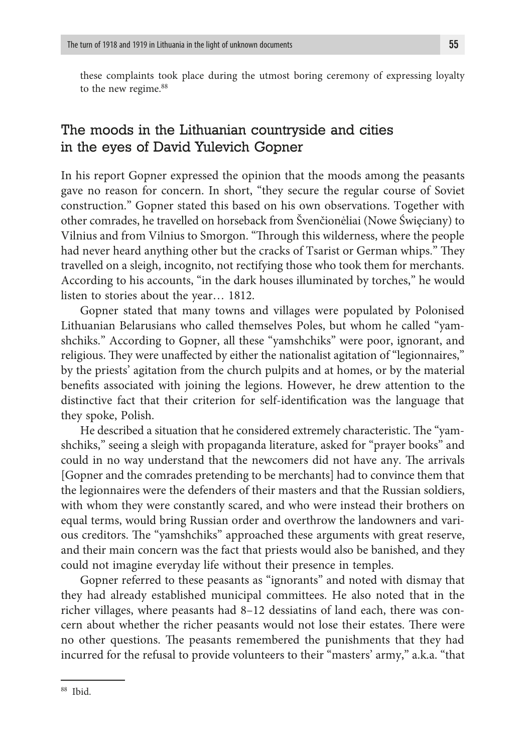these complaints took place during the utmost boring ceremony of expressing loyalty to the new regime.[88]

## The moods in the Lithuanian countryside and cities in the eyes of David Yulevich Gopner

In his report Gopner expressed the opinion that the moods among the peasants gave no reason for concern. In short, "they secure the regular course of Soviet construction." Gopner stated this based on his own observations. Together with other comrades, he travelled on horseback from Švenčionėliai (Nowe Święciany) to Vilnius and from Vilnius to Smorgon. "Through this wilderness, where the people had never heard anything other but the cracks of Tsarist or German whips." They travelled on a sleigh, incognito, not rectifying those who took them for merchants. According to his accounts, "in the dark houses illuminated by torches," he would listen to stories about the year… 1812.

Gopner stated that many towns and villages were populated by Polonised Lithuanian Belarusians who called themselves Poles, but whom he called "yamshchiks." According to Gopner, all these "yamshchiks" were poor, ignorant, and religious. They were unaffected by either the nationalist agitation of "legionnaires," by the priests' agitation from the church pulpits and at homes, or by the material benefits associated with joining the legions. However, he drew attention to the distinctive fact that their criterion for self-identification was the language that they spoke, Polish.

He described a situation that he considered extremely characteristic. The "yamshchiks," seeing a sleigh with propaganda literature, asked for "prayer books" and could in no way understand that the newcomers did not have any. The arrivals [Gopner and the comrades pretending to be merchants] had to convince them that the legionnaires were the defenders of their masters and that the Russian soldiers, with whom they were constantly scared, and who were instead their brothers on equal terms, would bring Russian order and overthrow the landowners and various creditors. The "yamshchiks" approached these arguments with great reserve, and their main concern was the fact that priests would also be banished, and they could not imagine everyday life without their presence in temples.

Gopner referred to these peasants as "ignorants" and noted with dismay that they had already established municipal committees. He also noted that in the richer villages, where peasants had 8–12 dessiatins of land each, there was concern about whether the richer peasants would not lose their estates. There were no other questions. The peasants remembered the punishments that they had incurred for the refusal to provide volunteers to their "masters' army," a.k.a. "that

[88] Ibid.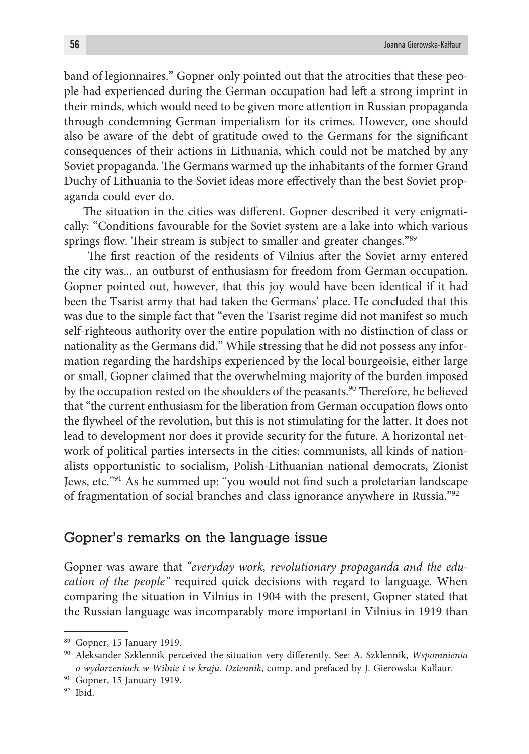band of legionnaires." Gopner only pointed out that the atrocities that these people had experienced during the German occupation had left a strong imprint in their minds, which would need to be given more attention in Russian propaganda through condemning German imperialism for its crimes. However, one should also be aware of the debt of gratitude owed to the Germans for the significant consequences of their actions in Lithuania, which could not be matched by any Soviet propaganda. The Germans warmed up the inhabitants of the former Grand Duchy of Lithuania to the Soviet ideas more effectively than the best Soviet propaganda could ever do.

The situation in the cities was different. Gopner described it very enigmatically: "Conditions favourable for the Soviet system are a lake into which various springs flow. Their stream is subject to smaller and greater changes."[89]

The first reaction of the residents of Vilnius after the Soviet army entered the city was... an outburst of enthusiasm for freedom from German occupation. Gopner pointed out, however, that this joy would have been identical if it had been the Tsarist army that had taken the Germans' place. He concluded that this was due to the simple fact that "even the Tsarist regime did not manifest so much self-righteous authority over the entire population with no distinction of class or nationality as the Germans did." While stressing that he did not possess any information regarding the hardships experienced by the local bourgeoisie, either large or small, Gopner claimed that the overwhelming majority of the burden imposed by the occupation rested on the shoulders of the peasants.[90] Therefore, he believed that "the current enthusiasm for the liberation from German occupation flows onto the flywheel of the revolution, but this is not stimulating for the latter. It does not lead to development nor does it provide security for the future. A horizontal network of political parties intersects in the cities: communists, all kinds of nationalists opportunistic to socialism, Polish-Lithuanian national democrats, Zionist Jews, etc."[91] As he summed up: "you would not find such a proletarian landscape of fragmentation of social branches and class ignorance anywhere in Russia."[92]

## Gopner's remarks on the language issue

Gopner was aware that *"everyday work, revolutionary propaganda and the education of the people"* required quick decisions with regard to language. When comparing the situation in Vilnius in 1904 with the present, Gopner stated that the Russian language was incomparably more important in Vilnius in 1919 than

---

[89] Gopner, 15 January 1919.

[90] Aleksander Szklennik perceived the situation very differently. See: A. Szklennik, *Wspomnienia o wydarzeniach w Wilnie i w kraju. Dziennik*, comp. and prefaced by J. Gierowska-Kałłaur.

[91] Gopner, 15 January 1919.

[92] Ibid.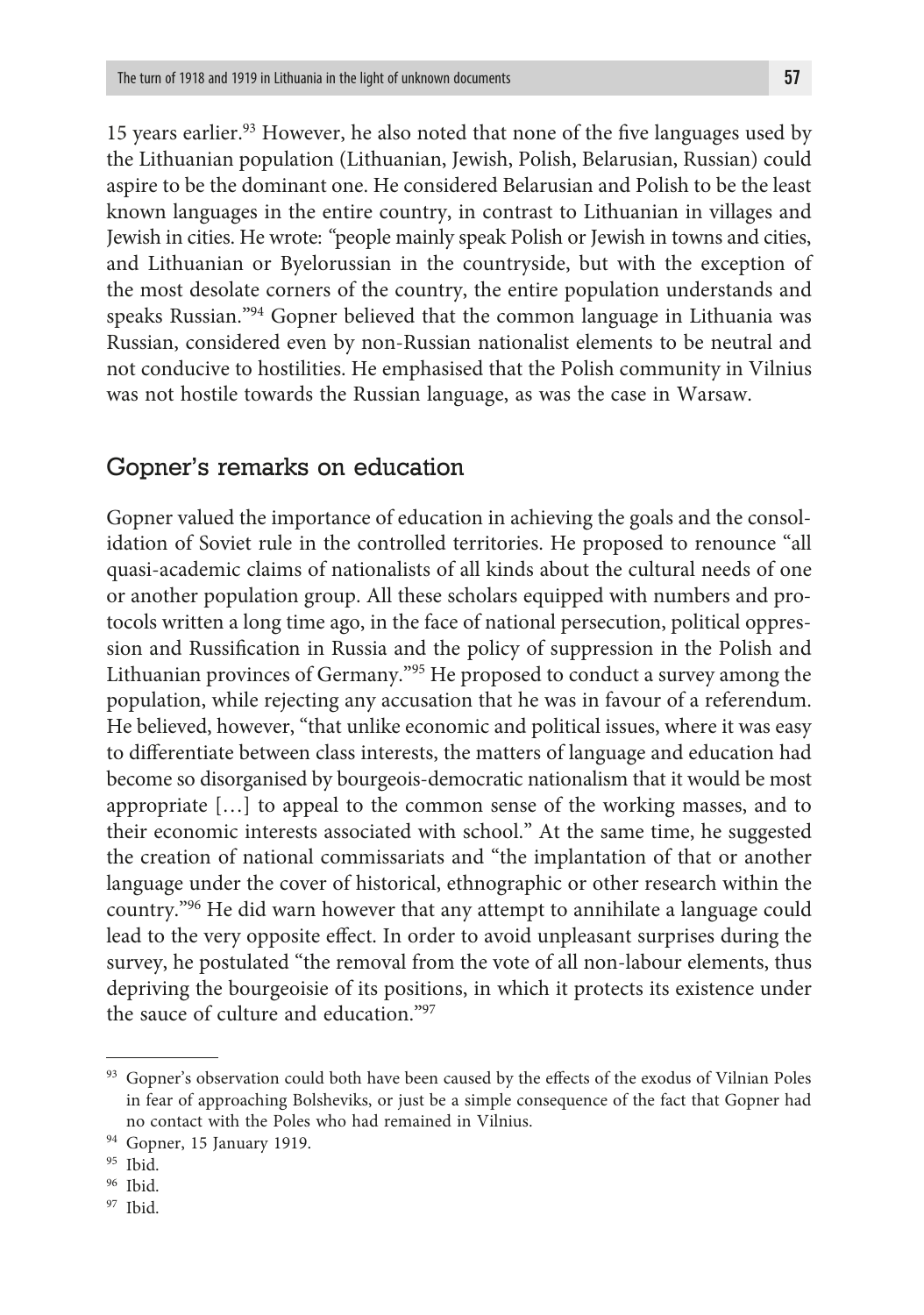15 years earlier.[93] However, he also noted that none of the five languages used by the Lithuanian population (Lithuanian, Jewish, Polish, Belarusian, Russian) could aspire to be the dominant one. He considered Belarusian and Polish to be the least known languages in the entire country, in contrast to Lithuanian in villages and Jewish in cities. He wrote: "people mainly speak Polish or Jewish in towns and cities, and Lithuanian or Byelorussian in the countryside, but with the exception of the most desolate corners of the country, the entire population understands and speaks Russian."[94] Gopner believed that the common language in Lithuania was Russian, considered even by non-Russian nationalist elements to be neutral and not conducive to hostilities. He emphasised that the Polish community in Vilnius was not hostile towards the Russian language, as was the case in Warsaw.

## Gopner's remarks on education

Gopner valued the importance of education in achieving the goals and the consolidation of Soviet rule in the controlled territories. He proposed to renounce "all quasi-academic claims of nationalists of all kinds about the cultural needs of one or another population group. All these scholars equipped with numbers and protocols written a long time ago, in the face of national persecution, political oppression and Russification in Russia and the policy of suppression in the Polish and Lithuanian provinces of Germany."[95] He proposed to conduct a survey among the population, while rejecting any accusation that he was in favour of a referendum. He believed, however, "that unlike economic and political issues, where it was easy to differentiate between class interests, the matters of language and education had become so disorganised by bourgeois-democratic nationalism that it would be most appropriate […] to appeal to the common sense of the working masses, and to their economic interests associated with school." At the same time, he suggested the creation of national commissariats and "the implantation of that or another language under the cover of historical, ethnographic or other research within the country."[96] He did warn however that any attempt to annihilate a language could lead to the very opposite effect. In order to avoid unpleasant surprises during the survey, he postulated "the removal from the vote of all non-labour elements, thus depriving the bourgeoisie of its positions, in which it protects its existence under the sauce of culture and education."[97]

---

[93] Gopner's observation could both have been caused by the effects of the exodus of Vilnian Poles in fear of approaching Bolsheviks, or just be a simple consequence of the fact that Gopner had no contact with the Poles who had remained in Vilnius.

[94] Gopner, 15 January 1919.

[95] Ibid.

[96] Ibid.

[97] Ibid.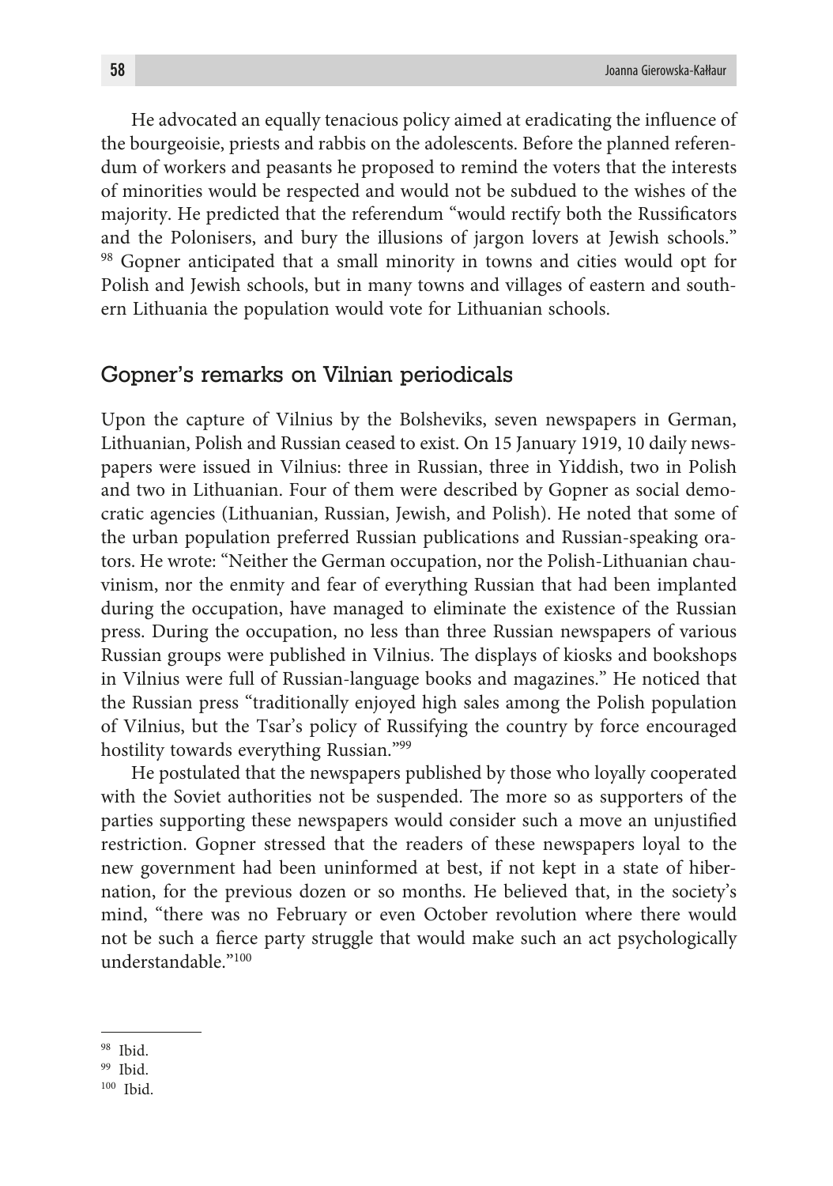He advocated an equally tenacious policy aimed at eradicating the influence of the bourgeoisie, priests and rabbis on the adolescents. Before the planned referendum of workers and peasants he proposed to remind the voters that the interests of minorities would be respected and would not be subdued to the wishes of the majority. He predicted that the referendum "would rectify both the Russificators and the Polonisers, and bury the illusions of jargon lovers at Jewish schools." [98] Gopner anticipated that a small minority in towns and cities would opt for Polish and Jewish schools, but in many towns and villages of eastern and southern Lithuania the population would vote for Lithuanian schools.

## Gopner's remarks on Vilnian periodicals

Upon the capture of Vilnius by the Bolsheviks, seven newspapers in German, Lithuanian, Polish and Russian ceased to exist. On 15 January 1919, 10 daily newspapers were issued in Vilnius: three in Russian, three in Yiddish, two in Polish and two in Lithuanian. Four of them were described by Gopner as social democratic agencies (Lithuanian, Russian, Jewish, and Polish). He noted that some of the urban population preferred Russian publications and Russian-speaking orators. He wrote: "Neither the German occupation, nor the Polish-Lithuanian chauvinism, nor the enmity and fear of everything Russian that had been implanted during the occupation, have managed to eliminate the existence of the Russian press. During the occupation, no less than three Russian newspapers of various Russian groups were published in Vilnius. The displays of kiosks and bookshops in Vilnius were full of Russian-language books and magazines." He noticed that the Russian press "traditionally enjoyed high sales among the Polish population of Vilnius, but the Tsar's policy of Russifying the country by force encouraged hostility towards everything Russian."[99]

He postulated that the newspapers published by those who loyally cooperated with the Soviet authorities not be suspended. The more so as supporters of the parties supporting these newspapers would consider such a move an unjustified restriction. Gopner stressed that the readers of these newspapers loyal to the new government had been uninformed at best, if not kept in a state of hibernation, for the previous dozen or so months. He believed that, in the society's mind, "there was no February or even October revolution where there would not be such a fierce party struggle that would make such an act psychologically understandable."[100]

---

[98] Ibid.

[99] Ibid.

[100] Ibid.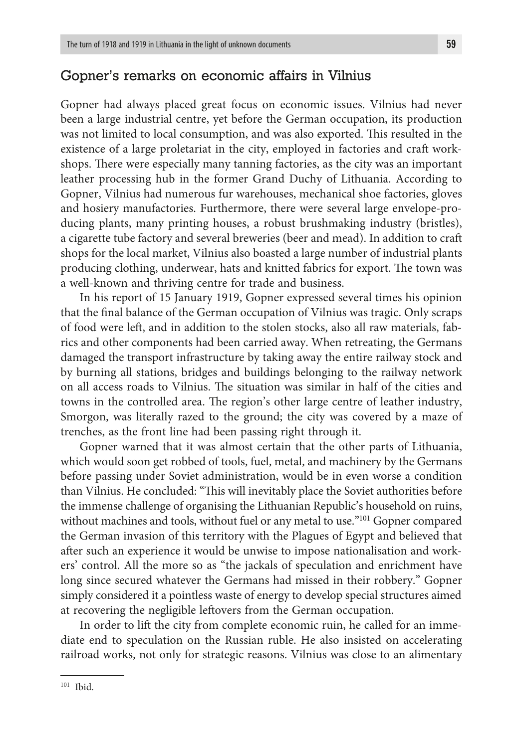## Gopner's remarks on economic affairs in Vilnius

Gopner had always placed great focus on economic issues. Vilnius had never been a large industrial centre, yet before the German occupation, its production was not limited to local consumption, and was also exported. This resulted in the existence of a large proletariat in the city, employed in factories and craft workshops. There were especially many tanning factories, as the city was an important leather processing hub in the former Grand Duchy of Lithuania. According to Gopner, Vilnius had numerous fur warehouses, mechanical shoe factories, gloves and hosiery manufactories. Furthermore, there were several large envelope-producing plants, many printing houses, a robust brushmaking industry (bristles), a cigarette tube factory and several breweries (beer and mead). In addition to craft shops for the local market, Vilnius also boasted a large number of industrial plants producing clothing, underwear, hats and knitted fabrics for export. The town was a well-known and thriving centre for trade and business.

In his report of 15 January 1919, Gopner expressed several times his opinion that the final balance of the German occupation of Vilnius was tragic. Only scraps of food were left, and in addition to the stolen stocks, also all raw materials, fabrics and other components had been carried away. When retreating, the Germans damaged the transport infrastructure by taking away the entire railway stock and by burning all stations, bridges and buildings belonging to the railway network on all access roads to Vilnius. The situation was similar in half of the cities and towns in the controlled area. The region's other large centre of leather industry, Smorgon, was literally razed to the ground; the city was covered by a maze of trenches, as the front line had been passing right through it.

Gopner warned that it was almost certain that the other parts of Lithuania, which would soon get robbed of tools, fuel, metal, and machinery by the Germans before passing under Soviet administration, would be in even worse a condition than Vilnius. He concluded: "This will inevitably place the Soviet authorities before the immense challenge of organising the Lithuanian Republic's household on ruins, without machines and tools, without fuel or any metal to use."[101] Gopner compared the German invasion of this territory with the Plagues of Egypt and believed that after such an experience it would be unwise to impose nationalisation and workers' control. All the more so as "the jackals of speculation and enrichment have long since secured whatever the Germans had missed in their robbery." Gopner simply considered it a pointless waste of energy to develop special structures aimed at recovering the negligible leftovers from the German occupation.

In order to lift the city from complete economic ruin, he called for an immediate end to speculation on the Russian ruble. He also insisted on accelerating railroad works, not only for strategic reasons. Vilnius was close to an alimentary

[101] Ibid.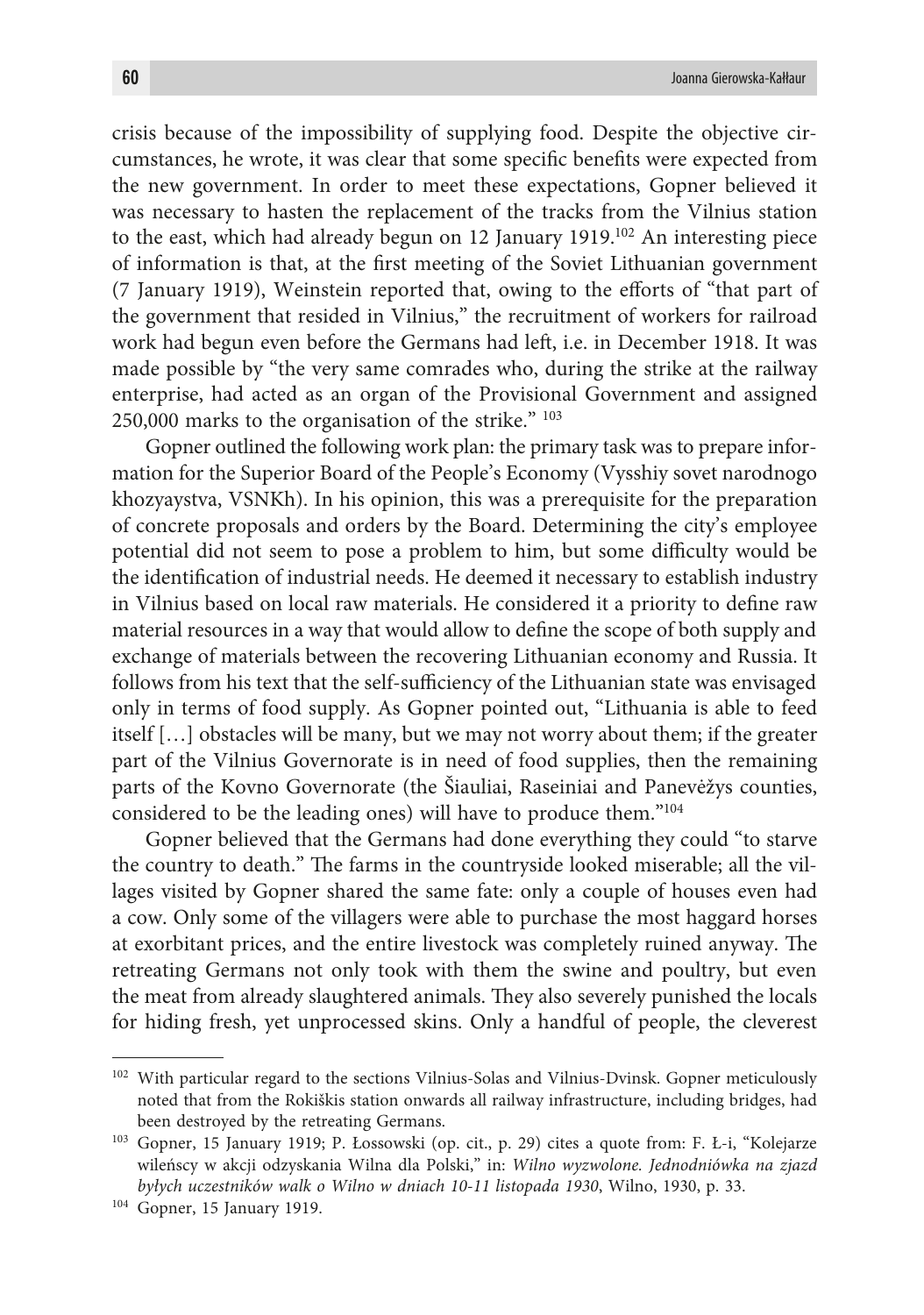crisis because of the impossibility of supplying food. Despite the objective circumstances, he wrote, it was clear that some specific benefits were expected from the new government. In order to meet these expectations, Gopner believed it was necessary to hasten the replacement of the tracks from the Vilnius station to the east, which had already begun on 12 January 1919.[102] An interesting piece of information is that, at the first meeting of the Soviet Lithuanian government (7 January 1919), Weinstein reported that, owing to the efforts of "that part of the government that resided in Vilnius," the recruitment of workers for railroad work had begun even before the Germans had left, i.e. in December 1918. It was made possible by "the very same comrades who, during the strike at the railway enterprise, had acted as an organ of the Provisional Government and assigned 250,000 marks to the organisation of the strike." [103]

Gopner outlined the following work plan: the primary task was to prepare information for the Superior Board of the People's Economy (Vysshiy sovet narodnogo khozyaystva, VSNKh). In his opinion, this was a prerequisite for the preparation of concrete proposals and orders by the Board. Determining the city's employee potential did not seem to pose a problem to him, but some difficulty would be the identification of industrial needs. He deemed it necessary to establish industry in Vilnius based on local raw materials. He considered it a priority to define raw material resources in a way that would allow to define the scope of both supply and exchange of materials between the recovering Lithuanian economy and Russia. It follows from his text that the self-sufficiency of the Lithuanian state was envisaged only in terms of food supply. As Gopner pointed out, "Lithuania is able to feed itself […] obstacles will be many, but we may not worry about them; if the greater part of the Vilnius Governorate is in need of food supplies, then the remaining parts of the Kovno Governorate (the Šiauliai, Raseiniai and Panevėžys counties, considered to be the leading ones) will have to produce them."[104]

Gopner believed that the Germans had done everything they could "to starve the country to death." The farms in the countryside looked miserable; all the villages visited by Gopner shared the same fate: only a couple of houses even had a cow. Only some of the villagers were able to purchase the most haggard horses at exorbitant prices, and the entire livestock was completely ruined anyway. The retreating Germans not only took with them the swine and poultry, but even the meat from already slaughtered animals. They also severely punished the locals for hiding fresh, yet unprocessed skins. Only a handful of people, the cleverest

---

[102] With particular regard to the sections Vilnius-Solas and Vilnius-Dvinsk. Gopner meticulously noted that from the Rokiškis station onwards all railway infrastructure, including bridges, had been destroyed by the retreating Germans.

[103] Gopner, 15 January 1919; P. Łossowski (op. cit., p. 29) cites a quote from: F. Ł-i, "Kolejarze wileńscy w akcji odzyskania Wilna dla Polski," in: *Wilno wyzwolone. Jednodniówka na zjazd byłych uczestników walk o Wilno w dniach 10-11 listopada 1930*, Wilno, 1930, p. 33.

[104] Gopner, 15 January 1919.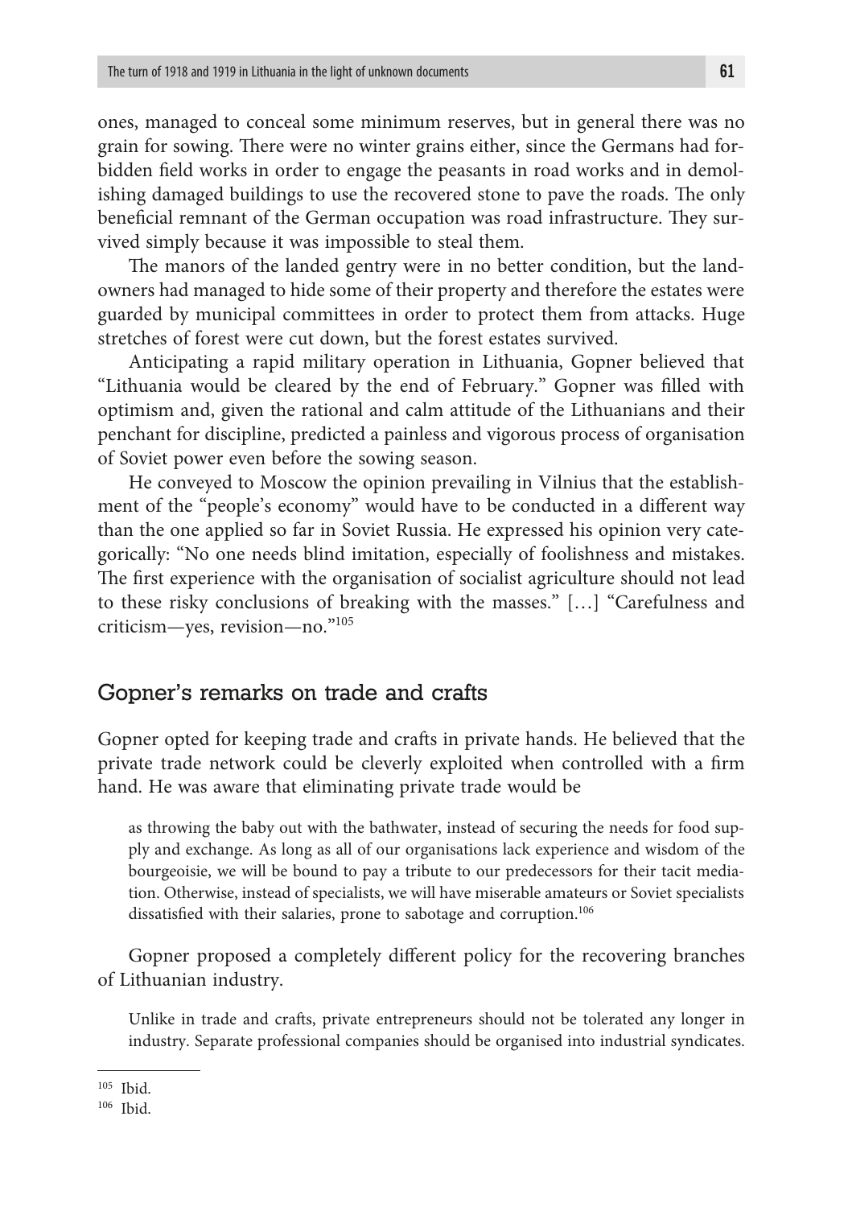ones, managed to conceal some minimum reserves, but in general there was no grain for sowing. There were no winter grains either, since the Germans had forbidden field works in order to engage the peasants in road works and in demolishing damaged buildings to use the recovered stone to pave the roads. The only beneficial remnant of the German occupation was road infrastructure. They survived simply because it was impossible to steal them.

The manors of the landed gentry were in no better condition, but the landowners had managed to hide some of their property and therefore the estates were guarded by municipal committees in order to protect them from attacks. Huge stretches of forest were cut down, but the forest estates survived.

Anticipating a rapid military operation in Lithuania, Gopner believed that "Lithuania would be cleared by the end of February." Gopner was filled with optimism and, given the rational and calm attitude of the Lithuanians and their penchant for discipline, predicted a painless and vigorous process of organisation of Soviet power even before the sowing season.

He conveyed to Moscow the opinion prevailing in Vilnius that the establishment of the "people's economy" would have to be conducted in a different way than the one applied so far in Soviet Russia. He expressed his opinion very categorically: "No one needs blind imitation, especially of foolishness and mistakes. The first experience with the organisation of socialist agriculture should not lead to these risky conclusions of breaking with the masses." […] "Carefulness and criticism—yes, revision—no."[105]

## Gopner's remarks on trade and crafts

Gopner opted for keeping trade and crafts in private hands. He believed that the private trade network could be cleverly exploited when controlled with a firm hand. He was aware that eliminating private trade would be

> as throwing the baby out with the bathwater, instead of securing the needs for food supply and exchange. As long as all of our organisations lack experience and wisdom of the bourgeoisie, we will be bound to pay a tribute to our predecessors for their tacit mediation. Otherwise, instead of specialists, we will have miserable amateurs or Soviet specialists dissatisfied with their salaries, prone to sabotage and corruption.[106]

Gopner proposed a completely different policy for the recovering branches of Lithuanian industry.

> Unlike in trade and crafts, private entrepreneurs should not be tolerated any longer in industry. Separate professional companies should be organised into industrial syndicates.

---

[105] Ibid.

[106] Ibid.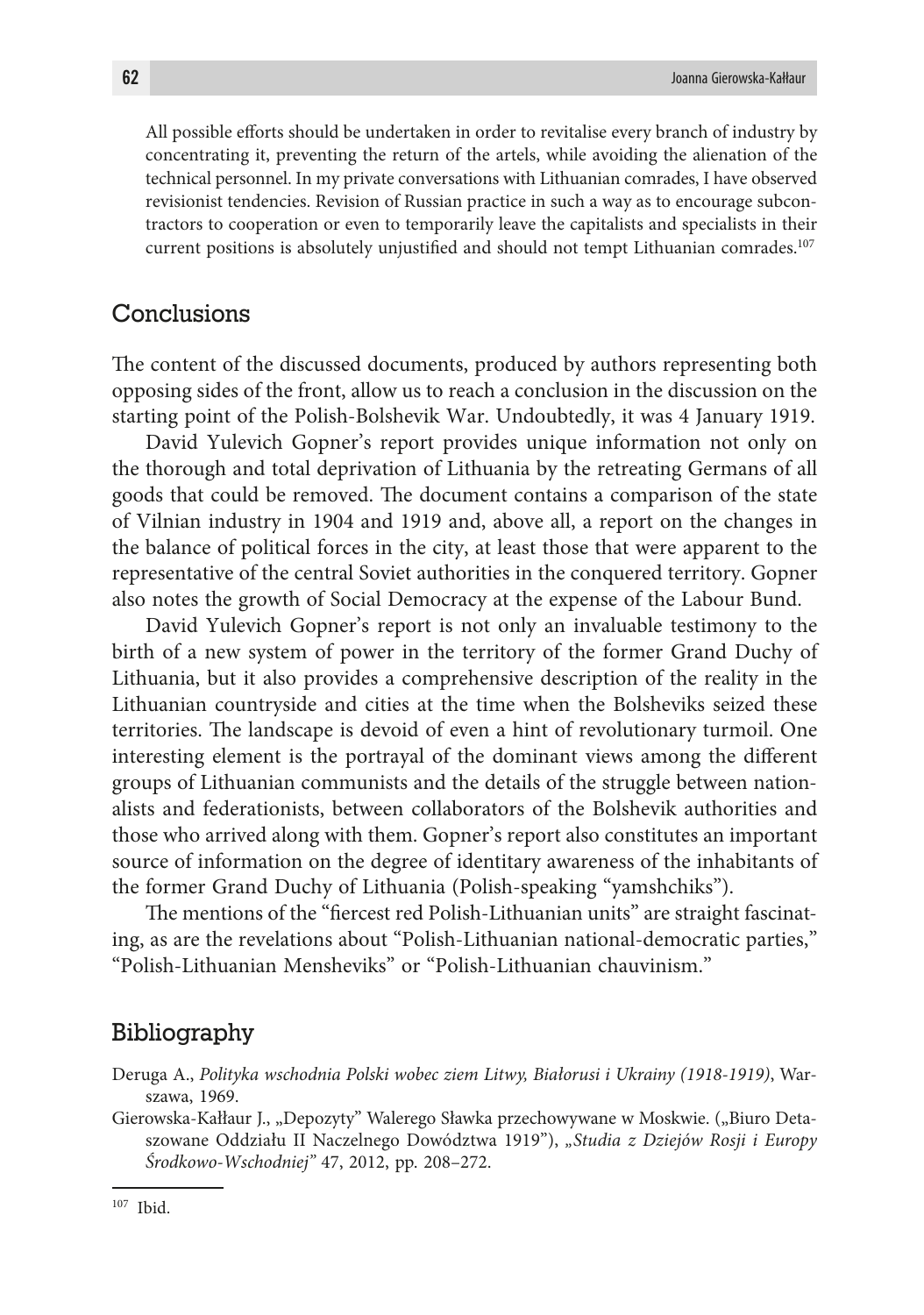> All possible efforts should be undertaken in order to revitalise every branch of industry by concentrating it, preventing the return of the artels, while avoiding the alienation of the technical personnel. In my private conversations with Lithuanian comrades, I have observed revisionist tendencies. Revision of Russian practice in such a way as to encourage subcontractors to cooperation or even to temporarily leave the capitalists and specialists in their current positions is absolutely unjustified and should not tempt Lithuanian comrades.[107]

## Conclusions

The content of the discussed documents, produced by authors representing both opposing sides of the front, allow us to reach a conclusion in the discussion on the starting point of the Polish-Bolshevik War. Undoubtedly, it was 4 January 1919.

David Yulevich Gopner's report provides unique information not only on the thorough and total deprivation of Lithuania by the retreating Germans of all goods that could be removed. The document contains a comparison of the state of Vilnian industry in 1904 and 1919 and, above all, a report on the changes in the balance of political forces in the city, at least those that were apparent to the representative of the central Soviet authorities in the conquered territory. Gopner also notes the growth of Social Democracy at the expense of the Labour Bund.

David Yulevich Gopner's report is not only an invaluable testimony to the birth of a new system of power in the territory of the former Grand Duchy of Lithuania, but it also provides a comprehensive description of the reality in the Lithuanian countryside and cities at the time when the Bolsheviks seized these territories. The landscape is devoid of even a hint of revolutionary turmoil. One interesting element is the portrayal of the dominant views among the different groups of Lithuanian communists and the details of the struggle between nationalists and federationists, between collaborators of the Bolshevik authorities and those who arrived along with them. Gopner's report also constitutes an important source of information on the degree of identitary awareness of the inhabitants of the former Grand Duchy of Lithuania (Polish-speaking "yamshchiks").

The mentions of the "fiercest red Polish-Lithuanian units" are straight fascinating, as are the revelations about "Polish-Lithuanian national-democratic parties," "Polish-Lithuanian Mensheviks" or "Polish-Lithuanian chauvinism."

## Bibliography

Deruga A., *Polityka wschodnia Polski wobec ziem Litwy, Białorusi i Ukrainy (1918-1919)*, Warszawa, 1969.

Gierowska-Kałłaur J., „Depozyty" Walerego Sławka przechowywane w Moskwie. („Biuro Detaszowane Oddziału II Naczelnego Dowództwa 1919"), „*Studia z Dziejów Rosji i Europy Środkowo-Wschodniej*" 47, 2012, pp. 208–272.

[107] Ibid.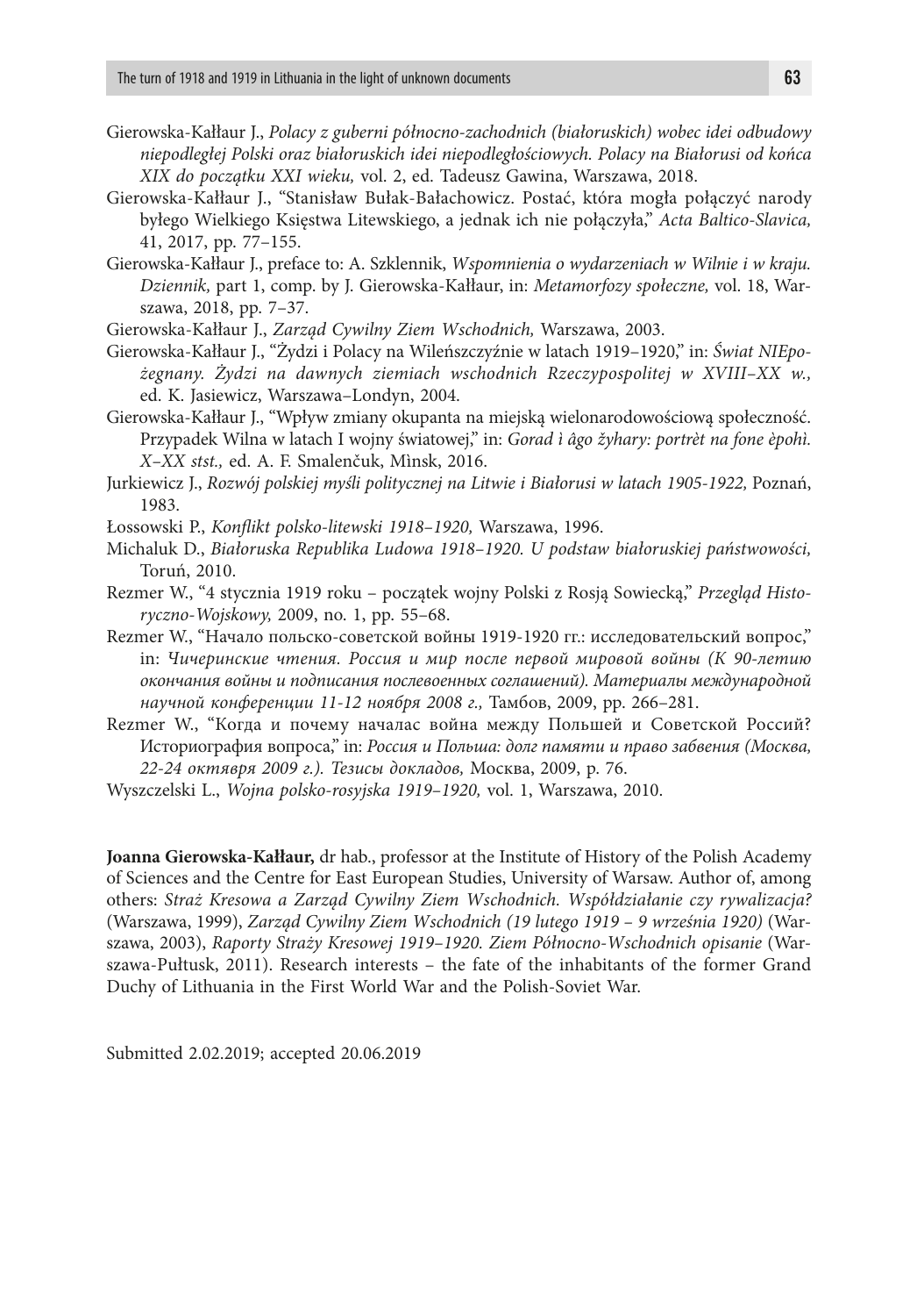Gierowska-Kałłaur J., *Polacy z guberni północno-zachodnich (białoruskich) wobec idei odbudowy niepodległej Polski oraz białoruskich idei niepodległościowych. Polacy na Białorusi od końca XIX do początku XXI wieku,* vol. 2, ed. Tadeusz Gawina, Warszawa, 2018.

Gierowska-Kałłaur J., "Stanisław Bułak-Bałachowicz. Postać, która mogła połączyć narody byłego Wielkiego Księstwa Litewskiego, a jednak ich nie połączyła," *Acta Baltico-Slavica,* 41, 2017, pp. 77–155.

Gierowska-Kałłaur J., preface to: A. Szklennik, *Wspomnienia o wydarzeniach w Wilnie i w kraju. Dziennik,* part 1, comp. by J. Gierowska-Kałłaur, in: *Metamorfozy społeczne,* vol. 18, Warszawa, 2018, pp. 7–37.

Gierowska-Kałłaur J., *Zarząd Cywilny Ziem Wschodnich,* Warszawa, 2003.

Gierowska-Kałłaur J., "Żydzi i Polacy na Wileńszczyźnie w latach 1919–1920," in: *Świat NIEpożegnany. Żydzi na dawnych ziemiach wschodnich Rzeczypospolitej w XVIII–XX w.,* ed. K. Jasiewicz, Warszawa–Londyn, 2004.

Gierowska-Kałłaur J., "Wpływ zmiany okupanta na miejską wielonarodowościową społeczność. Przypadek Wilna w latach I wojny światowej," in: *Gorad ì âgo žyhary: portrèt na fone èpohì. X–XX stst.,* ed. A. F. Smalenčuk, Mìnsk, 2016.

Jurkiewicz J., *Rozwój polskiej myśli politycznej na Litwie i Białorusi w latach 1905-1922,* Poznań, 1983.

Łossowski P., *Konflikt polsko-litewski 1918–1920,* Warszawa, 1996.

Michaluk D., *Białoruska Republika Ludowa 1918–1920. U podstaw białoruskiej państwowości,* Toruń, 2010.

Rezmer W., "4 stycznia 1919 roku – początek wojny Polski z Rosją Sowiecką," *Przegląd Historyczno-Wojskowy,* 2009, no. 1, pp. 55–68.

Rezmer W., "Начало польско-советской войны 1919-1920 гг.: исследовательский вопрос," in: *Чичеринские чтения. Россия и мир после первой мировой войны (К 90-летию окончания войны и подписания послевоенных соглашений). Материалы международной научной конференции 11-12 ноября 2008 г.,* Тамбов, 2009, pp. 266–281.

Rezmer W., "Когда и почему началас война между Польшей и Советской Россий? Историография вопроса," in: *Россия и Польша: долг памяти и право забвения (Москва, 22-24 октября 2009 г.). Тезисы докладов,* Москва, 2009, p. 76.

Wyszczelski L., *Wojna polsko-rosyjska 1919–1920,* vol. 1, Warszawa, 2010.

**Joanna Gierowska-Kałłaur,** dr hab., professor at the Institute of History of the Polish Academy of Sciences and the Centre for East European Studies, University of Warsaw. Author of, among others: *Straż Kresowa a Zarząd Cywilny Ziem Wschodnich. Współdziałanie czy rywalizacja?* (Warszawa, 1999), *Zarząd Cywilny Ziem Wschodnich (19 lutego 1919 – 9 września 1920)* (Warszawa, 2003), *Raporty Straży Kresowej 1919–1920. Ziem Północno-Wschodnich opisanie* (Warszawa-Pułtusk, 2011). Research interests – the fate of the inhabitants of the former Grand Duchy of Lithuania in the First World War and the Polish-Soviet War.

Submitted 2.02.2019; accepted 20.06.2019